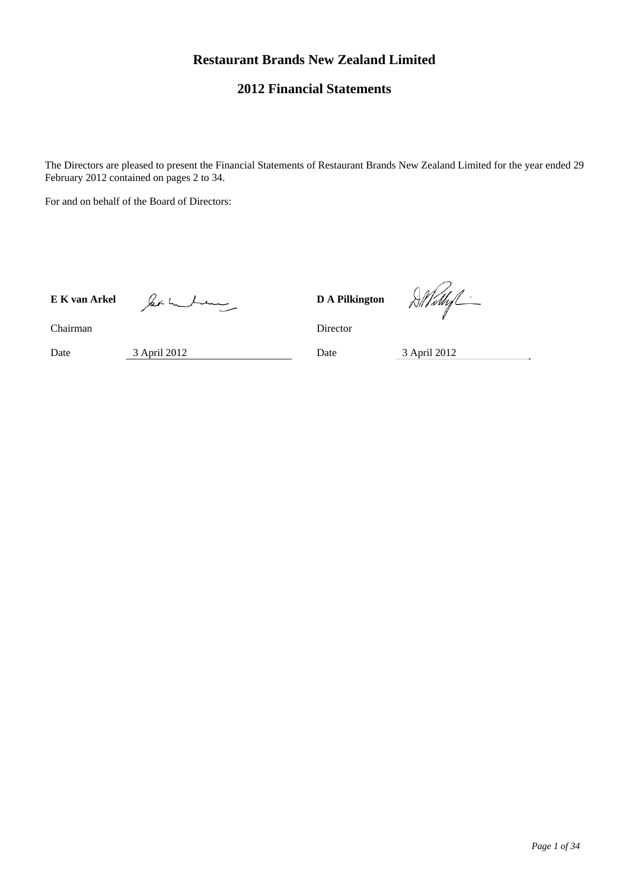# Restaurant Brands New Zealand Limited

## 2012 Financial Statements

The Directors are pleased to present the Financial Statements of Restaurant Brands New Zealand Limited for the year ended 29 February 2012 contained on pages 2 to 34.

For and on behalf of the Board of Directors:

| **E K van Arkel** | | **D A Pilkington** | |
|---|---|---|---|
| Chairman | | Director | |
| Date | 3 April 2012 | Date | 3 April 2012 |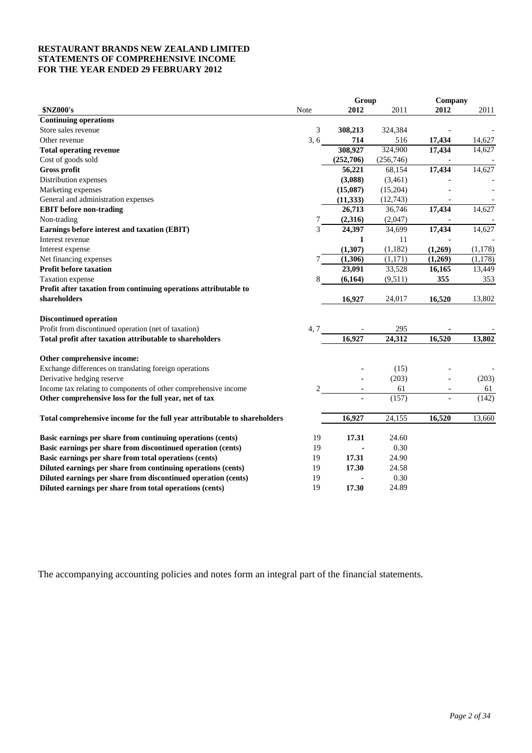**RESTAURANT BRANDS NEW ZEALAND LIMITED**
**STATEMENTS OF COMPREHENSIVE INCOME**
**FOR THE YEAR ENDED 29 FEBRUARY 2012**

| | | Group | | Company | |
|---|---|---|---|---|---|
| **$NZ000's** | Note | **2012** | 2011 | **2012** | 2011 |
| **Continuing operations** | | | | | |
| Store sales revenue | 3 | **308,213** | 324,384 | - | - |
| Other revenue | 3, 6 | **714** | 516 | **17,434** | 14,627 |
| **Total operating revenue** | | **308,927** | 324,900 | **17,434** | 14,627 |
| Cost of goods sold | | **(252,706)** | (256,746) | - | - |
| **Gross profit** | | **56,221** | 68,154 | **17,434** | 14,627 |
| Distribution expenses | | **(3,088)** | (3,461) | - | - |
| Marketing expenses | | **(15,087)** | (15,204) | - | - |
| General and administration expenses | | **(11,333)** | (12,743) | - | - |
| **EBIT before non-trading** | | **26,713** | 36,746 | **17,434** | 14,627 |
| Non-trading | 7 | **(2,316)** | (2,047) | - | - |
| **Earnings before interest and taxation (EBIT)** | 3 | **24,397** | 34,699 | **17,434** | 14,627 |
| Interest revenue | | **1** | 11 | - | - |
| Interest expense | | **(1,307)** | (1,182) | **(1,269)** | (1,178) |
| Net financing expenses | 7 | **(1,306)** | (1,171) | **(1,269)** | (1,178) |
| **Profit before taxation** | | **23,091** | 33,528 | **16,165** | 13,449 |
| Taxation expense | 8 | **(6,164)** | (9,511) | **355** | 353 |
| **Profit after taxation from continuing operations attributable to shareholders** | | **16,927** | 24,017 | **16,520** | 13,802 |
| | | | | | |
| **Discontinued operation** | | | | | |
| Profit from discontinued operation (net of taxation) | 4, 7 | - | 295 | - | - |
| **Total profit after taxation attributable to shareholders** | | **16,927** | **24,312** | **16,520** | **13,802** |
| | | | | | |
| **Other comprehensive income:** | | | | | |
| Exchange differences on translating foreign operations | | - | (15) | - | - |
| Derivative hedging reserve | | - | (203) | - | (203) |
| Income tax relating to components of other comprehensive income | 2 | - | 61 | - | 61 |
| **Other comprehensive loss for the full year, net of tax** | | - | (157) | - | (142) |
| | | | | | |
| **Total comprehensive income for the full year attributable to shareholders** | | **16,927** | 24,155 | **16,520** | 13,660 |
| | | | | | |
| **Basic earnings per share from continuing operations (cents)** | 19 | **17.31** | 24.60 | | |
| **Basic earnings per share from discontinued operation (cents)** | 19 | - | 0.30 | | |
| **Basic earnings per share from total operations (cents)** | 19 | **17.31** | 24.90 | | |
| **Diluted earnings per share from continuing operations (cents)** | 19 | **17.30** | 24.58 | | |
| **Diluted earnings per share from discontinued operation (cents)** | 19 | - | 0.30 | | |
| **Diluted earnings per share from total operations (cents)** | 19 | **17.30** | 24.89 | | |

The accompanying accounting policies and notes form an integral part of the financial statements.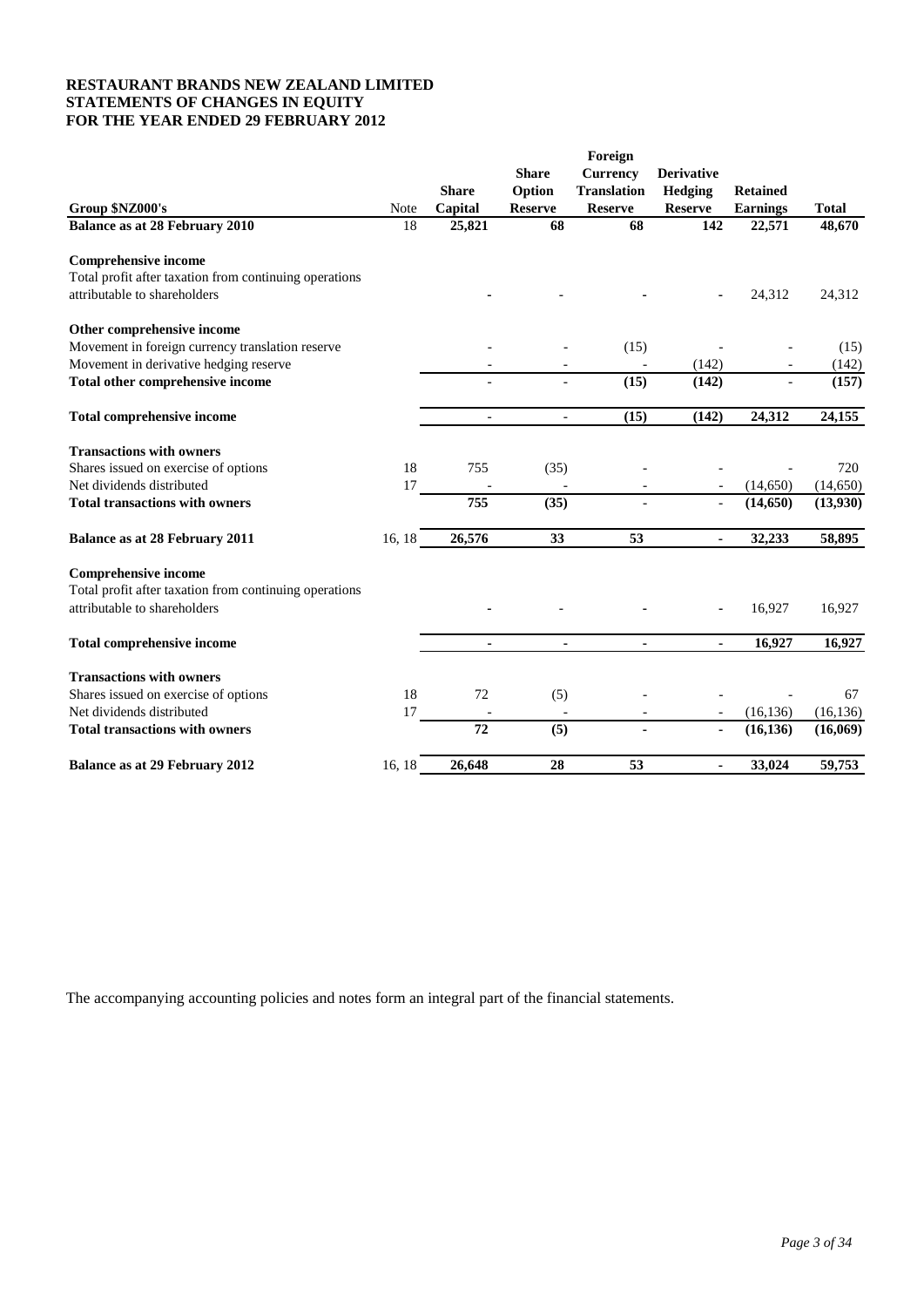**RESTAURANT BRANDS NEW ZEALAND LIMITED**
**STATEMENTS OF CHANGES IN EQUITY**
**FOR THE YEAR ENDED 29 FEBRUARY 2012**

| Group $NZ000's | Note | Share Capital | Share Option Reserve | Foreign Currency Translation Reserve | Derivative Hedging Reserve | Retained Earnings | Total |
|---|---|---|---|---|---|---|---|
| **Balance as at 28 February 2010** | 18 | **25,821** | **68** | **68** | **142** | **22,571** | **48,670** |
| **Comprehensive income** | | | | | | | |
| Total profit after taxation from continuing operations attributable to shareholders | | - | - | - | - | 24,312 | 24,312 |
| **Other comprehensive income** | | | | | | | |
| Movement in foreign currency translation reserve | | - | - | (15) | - | - | (15) |
| Movement in derivative hedging reserve | | - | - | - | (142) | - | (142) |
| **Total other comprehensive income** | | **-** | **-** | **(15)** | **(142)** | **-** | **(157)** |
| **Total comprehensive income** | | **-** | **-** | **(15)** | **(142)** | **24,312** | **24,155** |
| **Transactions with owners** | | | | | | | |
| Shares issued on exercise of options | 18 | 755 | (35) | - | - | - | 720 |
| Net dividends distributed | 17 | - | - | - | - | (14,650) | (14,650) |
| **Total transactions with owners** | | **755** | **(35)** | **-** | **-** | **(14,650)** | **(13,930)** |
| **Balance as at 28 February 2011** | 16, 18 | **26,576** | **33** | **53** | **-** | **32,233** | **58,895** |
| **Comprehensive income** | | | | | | | |
| Total profit after taxation from continuing operations attributable to shareholders | | - | - | - | - | 16,927 | 16,927 |
| **Total comprehensive income** | | **-** | **-** | **-** | **-** | **16,927** | **16,927** |
| **Transactions with owners** | | | | | | | |
| Shares issued on exercise of options | 18 | 72 | (5) | - | - | - | 67 |
| Net dividends distributed | 17 | - | - | - | - | (16,136) | (16,136) |
| **Total transactions with owners** | | **72** | **(5)** | **-** | **-** | **(16,136)** | **(16,069)** |
| **Balance as at 29 February 2012** | 16, 18 | **26,648** | **28** | **53** | **-** | **33,024** | **59,753** |

The accompanying accounting policies and notes form an integral part of the financial statements.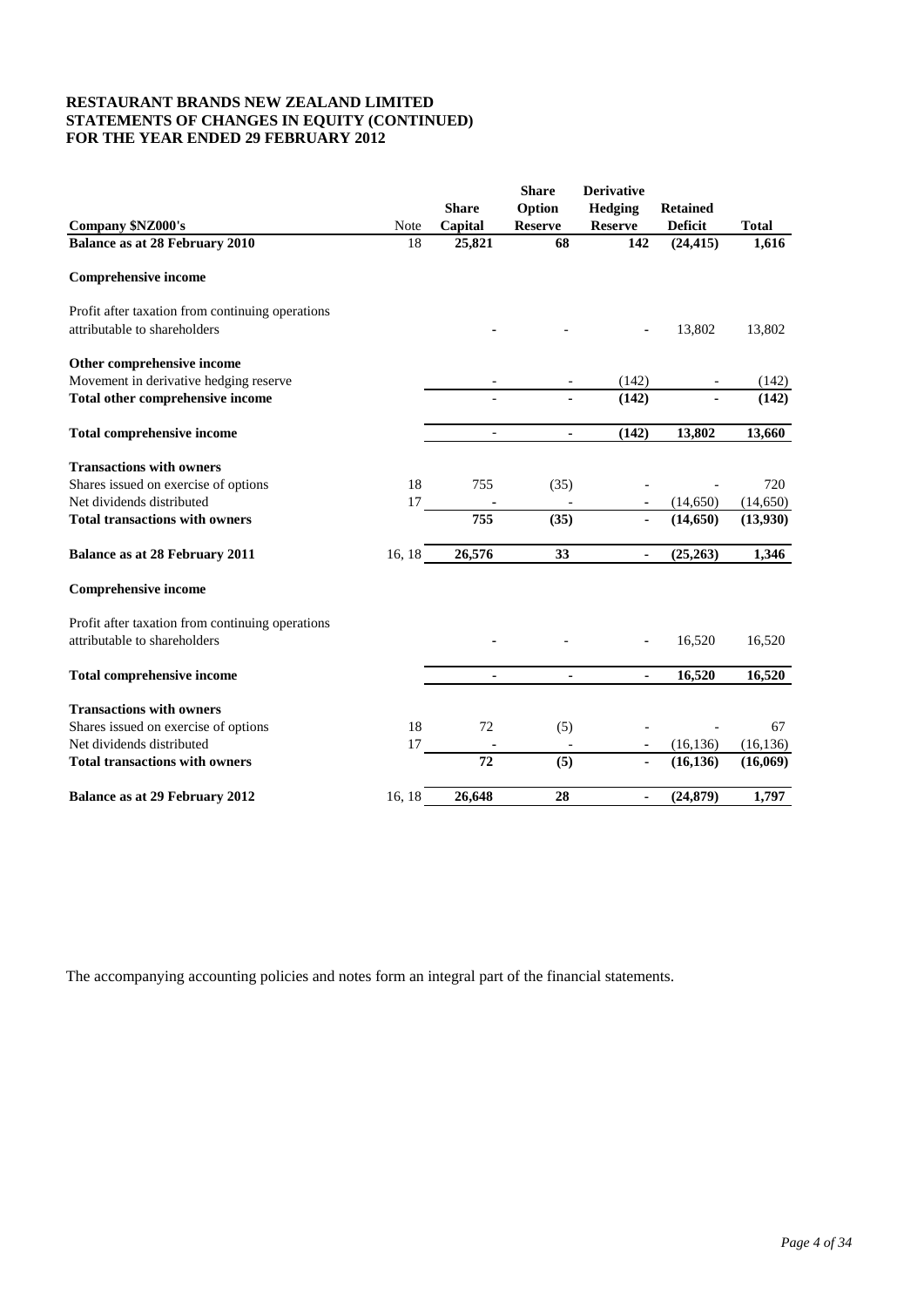**RESTAURANT BRANDS NEW ZEALAND LIMITED**
**STATEMENTS OF CHANGES IN EQUITY (CONTINUED)**
**FOR THE YEAR ENDED 29 FEBRUARY 2012**

| Company $NZ000's | Note | Share Capital | Share Option Reserve | Derivative Hedging Reserve | Retained Deficit | Total |
|---|---|---|---|---|---|---|
| **Balance as at 28 February 2010** | 18 | **25,821** | **68** | **142** | **(24,415)** | **1,616** |
| **Comprehensive income** | | | | | | |
| Profit after taxation from continuing operations attributable to shareholders | | - | - | - | 13,802 | 13,802 |
| **Other comprehensive income** | | | | | | |
| Movement in derivative hedging reserve | | - | - | (142) | - | (142) |
| **Total other comprehensive income** | | **-** | **-** | **(142)** | **-** | **(142)** |
| **Total comprehensive income** | | **-** | **-** | **(142)** | **13,802** | **13,660** |
| **Transactions with owners** | | | | | | |
| Shares issued on exercise of options | 18 | 755 | (35) | - | - | 720 |
| Net dividends distributed | 17 | - | - | - | (14,650) | (14,650) |
| **Total transactions with owners** | | **755** | **(35)** | **-** | **(14,650)** | **(13,930)** |
| **Balance as at 28 February 2011** | 16, 18 | **26,576** | **33** | **-** | **(25,263)** | **1,346** |
| **Comprehensive income** | | | | | | |
| Profit after taxation from continuing operations attributable to shareholders | | - | - | - | 16,520 | 16,520 |
| **Total comprehensive income** | | **-** | **-** | **-** | **16,520** | **16,520** |
| **Transactions with owners** | | | | | | |
| Shares issued on exercise of options | 18 | 72 | (5) | - | - | 67 |
| Net dividends distributed | 17 | - | - | - | (16,136) | (16,136) |
| **Total transactions with owners** | | **72** | **(5)** | **-** | **(16,136)** | **(16,069)** |
| **Balance as at 29 February 2012** | 16, 18 | **26,648** | **28** | **-** | **(24,879)** | **1,797** |

The accompanying accounting policies and notes form an integral part of the financial statements.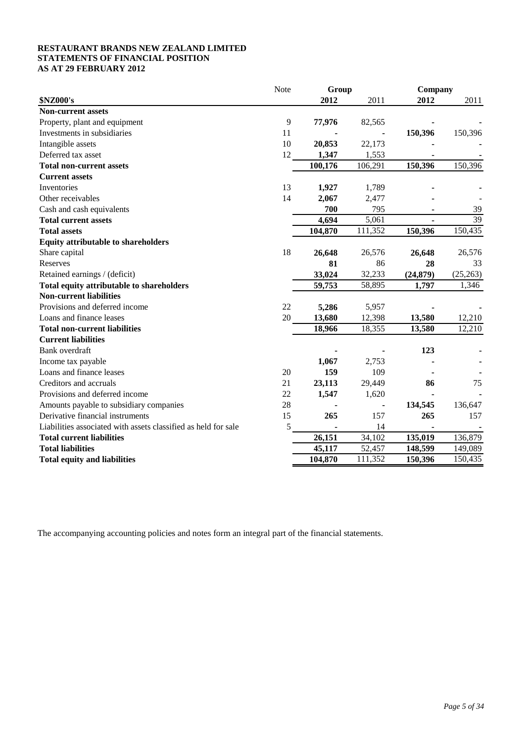**RESTAURANT BRANDS NEW ZEALAND LIMITED**
**STATEMENTS OF FINANCIAL POSITION**
**AS AT 29 FEBRUARY 2012**

| | Note | Group | | Company | |
|---|---|---|---|---|---|
| **$NZ000's** | | **2012** | 2011 | **2012** | 2011 |
| **Non-current assets** | | | | | |
| Property, plant and equipment | 9 | **77,976** | 82,565 | **-** | - |
| Investments in subsidiaries | 11 | **-** | - | **150,396** | 150,396 |
| Intangible assets | 10 | **20,853** | 22,173 | **-** | - |
| Deferred tax asset | 12 | **1,347** | 1,553 | **-** | - |
| **Total non-current assets** | | **100,176** | 106,291 | **150,396** | 150,396 |
| **Current assets** | | | | | |
| Inventories | 13 | **1,927** | 1,789 | **-** | - |
| Other receivables | 14 | **2,067** | 2,477 | **-** | - |
| Cash and cash equivalents | | **700** | 795 | **-** | 39 |
| **Total current assets** | | **4,694** | 5,061 | **-** | 39 |
| **Total assets** | | **104,870** | 111,352 | **150,396** | 150,435 |
| **Equity attributable to shareholders** | | | | | |
| Share capital | 18 | **26,648** | 26,576 | **26,648** | 26,576 |
| Reserves | | **81** | 86 | **28** | 33 |
| Retained earnings / (deficit) | | **33,024** | 32,233 | **(24,879)** | (25,263) |
| **Total equity attributable to shareholders** | | **59,753** | 58,895 | **1,797** | 1,346 |
| **Non-current liabilities** | | | | | |
| Provisions and deferred income | 22 | **5,286** | 5,957 | **-** | - |
| Loans and finance leases | 20 | **13,680** | 12,398 | **13,580** | 12,210 |
| **Total non-current liabilities** | | **18,966** | 18,355 | **13,580** | 12,210 |
| **Current liabilities** | | | | | |
| Bank overdraft | | **-** | - | **123** | - |
| Income tax payable | | **1,067** | 2,753 | **-** | - |
| Loans and finance leases | 20 | **159** | 109 | **-** | - |
| Creditors and accruals | 21 | **23,113** | 29,449 | **86** | 75 |
| Provisions and deferred income | 22 | **1,547** | 1,620 | **-** | - |
| Amounts payable to subsidiary companies | 28 | **-** | - | **134,545** | 136,647 |
| Derivative financial instruments | 15 | **265** | 157 | **265** | 157 |
| Liabilities associated with assets classified as held for sale | 5 | **-** | 14 | **-** | - |
| **Total current liabilities** | | **26,151** | 34,102 | **135,019** | 136,879 |
| **Total liabilities** | | **45,117** | 52,457 | **148,599** | 149,089 |
| **Total equity and liabilities** | | **104,870** | 111,352 | **150,396** | 150,435 |

The accompanying accounting policies and notes form an integral part of the financial statements.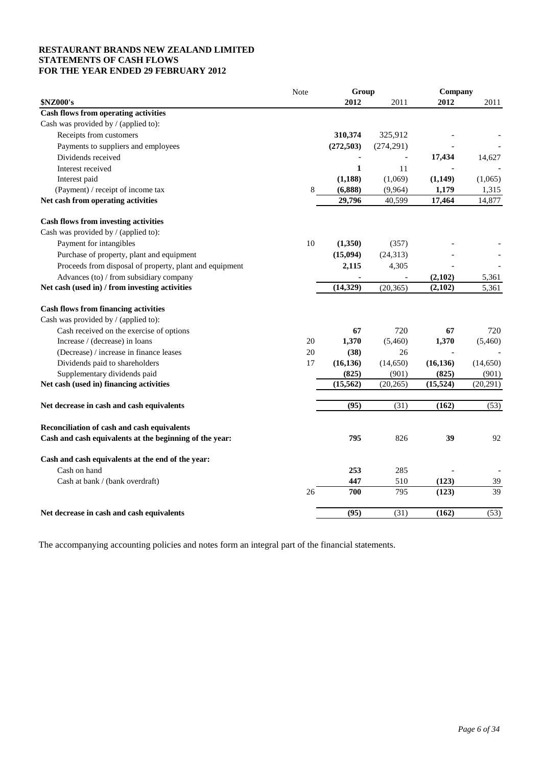**RESTAURANT BRANDS NEW ZEALAND LIMITED**
**STATEMENTS OF CASH FLOWS**
**FOR THE YEAR ENDED 29 FEBRUARY 2012**

| **$NZ000's** | Note | **Group 2012** | Group 2011 | **Company 2012** | Company 2011 |
|---|---|---|---|---|---|
| **Cash flows from operating activities** | | | | | |
| Cash was provided by / (applied to): | | | | | |
| Receipts from customers | | **310,374** | 325,912 | **-** | - |
| Payments to suppliers and employees | | **(272,503)** | (274,291) | **-** | - |
| Dividends received | | **-** | - | **17,434** | 14,627 |
| Interest received | | **1** | 11 | **-** | - |
| Interest paid | | **(1,188)** | (1,069) | **(1,149)** | (1,065) |
| (Payment) / receipt of income tax | 8 | **(6,888)** | (9,964) | **1,179** | 1,315 |
| **Net cash from operating activities** | | **29,796** | 40,599 | **17,464** | 14,877 |
| | | | | | |
| **Cash flows from investing activities** | | | | | |
| Cash was provided by / (applied to): | | | | | |
| Payment for intangibles | 10 | **(1,350)** | (357) | **-** | - |
| Purchase of property, plant and equipment | | **(15,094)** | (24,313) | **-** | - |
| Proceeds from disposal of property, plant and equipment | | **2,115** | 4,305 | **-** | - |
| Advances (to) / from subsidiary company | | **-** | - | **(2,102)** | 5,361 |
| **Net cash (used in) / from investing activities** | | **(14,329)** | (20,365) | **(2,102)** | 5,361 |
| | | | | | |
| **Cash flows from financing activities** | | | | | |
| Cash was provided by / (applied to): | | | | | |
| Cash received on the exercise of options | | **67** | 720 | **67** | 720 |
| Increase / (decrease) in loans | 20 | **1,370** | (5,460) | **1,370** | (5,460) |
| (Decrease) / increase in finance leases | 20 | **(38)** | 26 | **-** | - |
| Dividends paid to shareholders | 17 | **(16,136)** | (14,650) | **(16,136)** | (14,650) |
| Supplementary dividends paid | | **(825)** | (901) | **(825)** | (901) |
| **Net cash (used in) financing activities** | | **(15,562)** | (20,265) | **(15,524)** | (20,291) |
| | | | | | |
| **Net decrease in cash and cash equivalents** | | **(95)** | (31) | **(162)** | (53) |
| | | | | | |
| **Reconciliation of cash and cash equivalents** | | | | | |
| **Cash and cash equivalents at the beginning of the year:** | | **795** | 826 | **39** | 92 |
| | | | | | |
| **Cash and cash equivalents at the end of the year:** | | | | | |
| Cash on hand | | **253** | 285 | **-** | - |
| Cash at bank / (bank overdraft) | | **447** | 510 | **(123)** | 39 |
| | 26 | **700** | 795 | **(123)** | 39 |
| | | | | | |
| **Net decrease in cash and cash equivalents** | | **(95)** | (31) | **(162)** | (53) |

The accompanying accounting policies and notes form an integral part of the financial statements.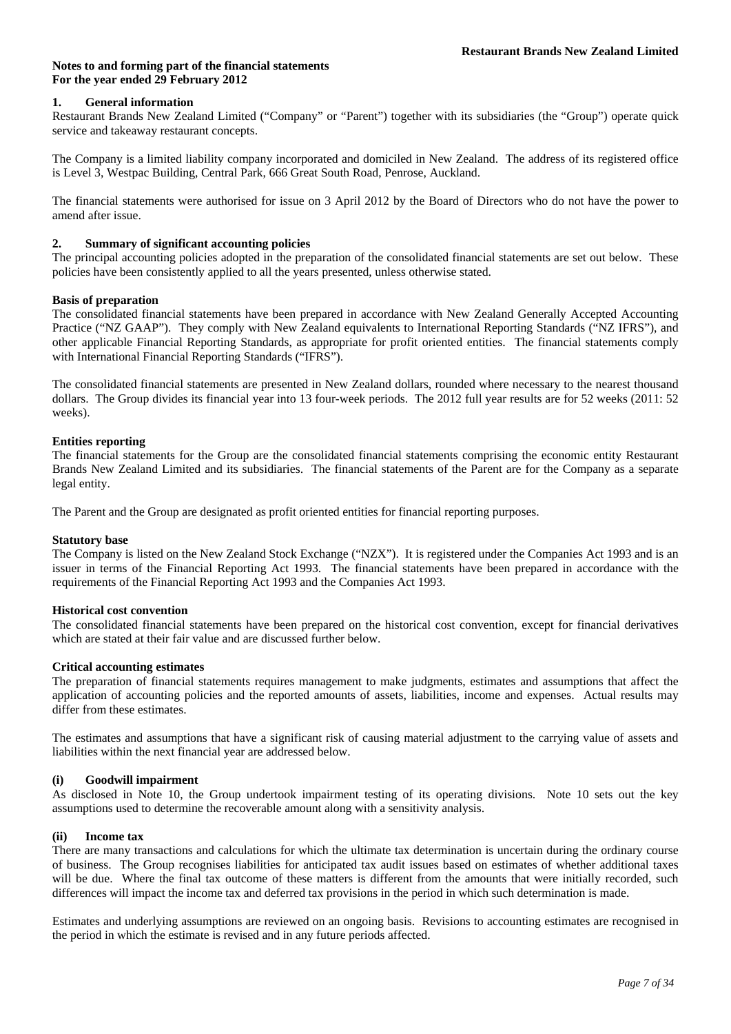**Notes to and forming part of the financial statements**
**For the year ended 29 February 2012**

## 1. General information

Restaurant Brands New Zealand Limited ("Company" or "Parent") together with its subsidiaries (the "Group") operate quick service and takeaway restaurant concepts.

The Company is a limited liability company incorporated and domiciled in New Zealand. The address of its registered office is Level 3, Westpac Building, Central Park, 666 Great South Road, Penrose, Auckland.

The financial statements were authorised for issue on 3 April 2012 by the Board of Directors who do not have the power to amend after issue.

## 2. Summary of significant accounting policies

The principal accounting policies adopted in the preparation of the consolidated financial statements are set out below. These policies have been consistently applied to all the years presented, unless otherwise stated.

### Basis of preparation

The consolidated financial statements have been prepared in accordance with New Zealand Generally Accepted Accounting Practice ("NZ GAAP"). They comply with New Zealand equivalents to International Reporting Standards ("NZ IFRS"), and other applicable Financial Reporting Standards, as appropriate for profit oriented entities. The financial statements comply with International Financial Reporting Standards ("IFRS").

The consolidated financial statements are presented in New Zealand dollars, rounded where necessary to the nearest thousand dollars. The Group divides its financial year into 13 four-week periods. The 2012 full year results are for 52 weeks (2011: 52 weeks).

### Entities reporting

The financial statements for the Group are the consolidated financial statements comprising the economic entity Restaurant Brands New Zealand Limited and its subsidiaries. The financial statements of the Parent are for the Company as a separate legal entity.

The Parent and the Group are designated as profit oriented entities for financial reporting purposes.

### Statutory base

The Company is listed on the New Zealand Stock Exchange ("NZX"). It is registered under the Companies Act 1993 and is an issuer in terms of the Financial Reporting Act 1993. The financial statements have been prepared in accordance with the requirements of the Financial Reporting Act 1993 and the Companies Act 1993.

### Historical cost convention

The consolidated financial statements have been prepared on the historical cost convention, except for financial derivatives which are stated at their fair value and are discussed further below.

### Critical accounting estimates

The preparation of financial statements requires management to make judgments, estimates and assumptions that affect the application of accounting policies and the reported amounts of assets, liabilities, income and expenses. Actual results may differ from these estimates.

The estimates and assumptions that have a significant risk of causing material adjustment to the carrying value of assets and liabilities within the next financial year are addressed below.

#### (i) Goodwill impairment

As disclosed in Note 10, the Group undertook impairment testing of its operating divisions. Note 10 sets out the key assumptions used to determine the recoverable amount along with a sensitivity analysis.

#### (ii) Income tax

There are many transactions and calculations for which the ultimate tax determination is uncertain during the ordinary course of business. The Group recognises liabilities for anticipated tax audit issues based on estimates of whether additional taxes will be due. Where the final tax outcome of these matters is different from the amounts that were initially recorded, such differences will impact the income tax and deferred tax provisions in the period in which such determination is made.

Estimates and underlying assumptions are reviewed on an ongoing basis. Revisions to accounting estimates are recognised in the period in which the estimate is revised and in any future periods affected.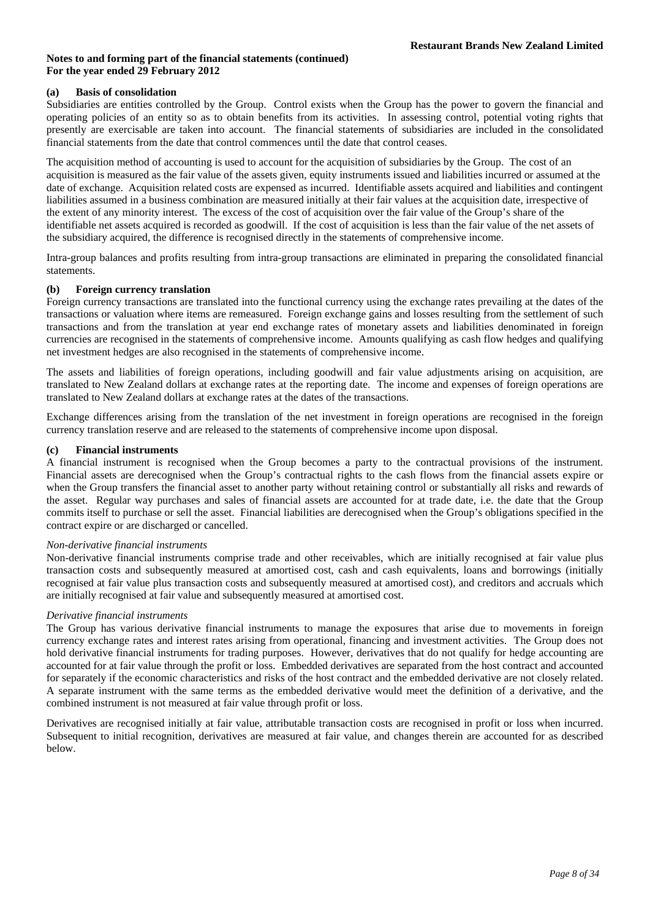**Notes to and forming part of the financial statements (continued)**
**For the year ended 29 February 2012**

#### (a) Basis of consolidation

Subsidiaries are entities controlled by the Group. Control exists when the Group has the power to govern the financial and operating policies of an entity so as to obtain benefits from its activities. In assessing control, potential voting rights that presently are exercisable are taken into account. The financial statements of subsidiaries are included in the consolidated financial statements from the date that control commences until the date that control ceases.

The acquisition method of accounting is used to account for the acquisition of subsidiaries by the Group. The cost of an acquisition is measured as the fair value of the assets given, equity instruments issued and liabilities incurred or assumed at the date of exchange. Acquisition related costs are expensed as incurred. Identifiable assets acquired and liabilities and contingent liabilities assumed in a business combination are measured initially at their fair values at the acquisition date, irrespective of the extent of any minority interest. The excess of the cost of acquisition over the fair value of the Group's share of the identifiable net assets acquired is recorded as goodwill. If the cost of acquisition is less than the fair value of the net assets of the subsidiary acquired, the difference is recognised directly in the statements of comprehensive income.

Intra-group balances and profits resulting from intra-group transactions are eliminated in preparing the consolidated financial statements.

#### (b) Foreign currency translation

Foreign currency transactions are translated into the functional currency using the exchange rates prevailing at the dates of the transactions or valuation where items are remeasured. Foreign exchange gains and losses resulting from the settlement of such transactions and from the translation at year end exchange rates of monetary assets and liabilities denominated in foreign currencies are recognised in the statements of comprehensive income. Amounts qualifying as cash flow hedges and qualifying net investment hedges are also recognised in the statements of comprehensive income.

The assets and liabilities of foreign operations, including goodwill and fair value adjustments arising on acquisition, are translated to New Zealand dollars at exchange rates at the reporting date. The income and expenses of foreign operations are translated to New Zealand dollars at exchange rates at the dates of the transactions.

Exchange differences arising from the translation of the net investment in foreign operations are recognised in the foreign currency translation reserve and are released to the statements of comprehensive income upon disposal.

#### (c) Financial instruments

A financial instrument is recognised when the Group becomes a party to the contractual provisions of the instrument. Financial assets are derecognised when the Group's contractual rights to the cash flows from the financial assets expire or when the Group transfers the financial asset to another party without retaining control or substantially all risks and rewards of the asset. Regular way purchases and sales of financial assets are accounted for at trade date, i.e. the date that the Group commits itself to purchase or sell the asset. Financial liabilities are derecognised when the Group's obligations specified in the contract expire or are discharged or cancelled.

*Non-derivative financial instruments*

Non-derivative financial instruments comprise trade and other receivables, which are initially recognised at fair value plus transaction costs and subsequently measured at amortised cost, cash and cash equivalents, loans and borrowings (initially recognised at fair value plus transaction costs and subsequently measured at amortised cost), and creditors and accruals which are initially recognised at fair value and subsequently measured at amortised cost.

*Derivative financial instruments*

The Group has various derivative financial instruments to manage the exposures that arise due to movements in foreign currency exchange rates and interest rates arising from operational, financing and investment activities. The Group does not hold derivative financial instruments for trading purposes. However, derivatives that do not qualify for hedge accounting are accounted for at fair value through the profit or loss. Embedded derivatives are separated from the host contract and accounted for separately if the economic characteristics and risks of the host contract and the embedded derivative are not closely related. A separate instrument with the same terms as the embedded derivative would meet the definition of a derivative, and the combined instrument is not measured at fair value through profit or loss.

Derivatives are recognised initially at fair value, attributable transaction costs are recognised in profit or loss when incurred. Subsequent to initial recognition, derivatives are measured at fair value, and changes therein are accounted for as described below.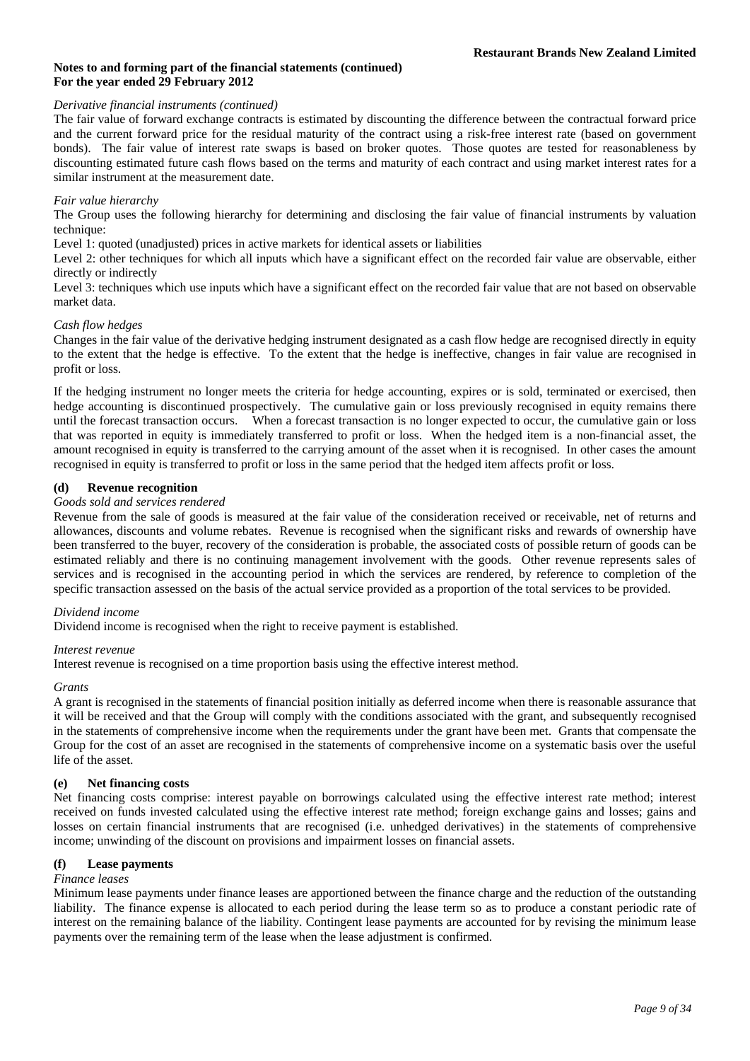*Derivative financial instruments (continued)*

The fair value of forward exchange contracts is estimated by discounting the difference between the contractual forward price and the current forward price for the residual maturity of the contract using a risk-free interest rate (based on government bonds). The fair value of interest rate swaps is based on broker quotes. Those quotes are tested for reasonableness by discounting estimated future cash flows based on the terms and maturity of each contract and using market interest rates for a similar instrument at the measurement date.

*Fair value hierarchy*

The Group uses the following hierarchy for determining and disclosing the fair value of financial instruments by valuation technique:

Level 1: quoted (unadjusted) prices in active markets for identical assets or liabilities

Level 2: other techniques for which all inputs which have a significant effect on the recorded fair value are observable, either directly or indirectly

Level 3: techniques which use inputs which have a significant effect on the recorded fair value that are not based on observable market data.

*Cash flow hedges*

Changes in the fair value of the derivative hedging instrument designated as a cash flow hedge are recognised directly in equity to the extent that the hedge is effective. To the extent that the hedge is ineffective, changes in fair value are recognised in profit or loss.

If the hedging instrument no longer meets the criteria for hedge accounting, expires or is sold, terminated or exercised, then hedge accounting is discontinued prospectively. The cumulative gain or loss previously recognised in equity remains there until the forecast transaction occurs. When a forecast transaction is no longer expected to occur, the cumulative gain or loss that was reported in equity is immediately transferred to profit or loss. When the hedged item is a non-financial asset, the amount recognised in equity is transferred to the carrying amount of the asset when it is recognised. In other cases the amount recognised in equity is transferred to profit or loss in the same period that the hedged item affects profit or loss.

**(d) Revenue recognition**

*Goods sold and services rendered*

Revenue from the sale of goods is measured at the fair value of the consideration received or receivable, net of returns and allowances, discounts and volume rebates. Revenue is recognised when the significant risks and rewards of ownership have been transferred to the buyer, recovery of the consideration is probable, the associated costs of possible return of goods can be estimated reliably and there is no continuing management involvement with the goods. Other revenue represents sales of services and is recognised in the accounting period in which the services are rendered, by reference to completion of the specific transaction assessed on the basis of the actual service provided as a proportion of the total services to be provided.

*Dividend income*

Dividend income is recognised when the right to receive payment is established.

*Interest revenue*

Interest revenue is recognised on a time proportion basis using the effective interest method.

*Grants*

A grant is recognised in the statements of financial position initially as deferred income when there is reasonable assurance that it will be received and that the Group will comply with the conditions associated with the grant, and subsequently recognised in the statements of comprehensive income when the requirements under the grant have been met. Grants that compensate the Group for the cost of an asset are recognised in the statements of comprehensive income on a systematic basis over the useful life of the asset.

**(e) Net financing costs**

Net financing costs comprise: interest payable on borrowings calculated using the effective interest rate method; interest received on funds invested calculated using the effective interest rate method; foreign exchange gains and losses; gains and losses on certain financial instruments that are recognised (i.e. unhedged derivatives) in the statements of comprehensive income; unwinding of the discount on provisions and impairment losses on financial assets.

**(f) Lease payments**

*Finance leases*

Minimum lease payments under finance leases are apportioned between the finance charge and the reduction of the outstanding liability. The finance expense is allocated to each period during the lease term so as to produce a constant periodic rate of interest on the remaining balance of the liability. Contingent lease payments are accounted for by revising the minimum lease payments over the remaining term of the lease when the lease adjustment is confirmed.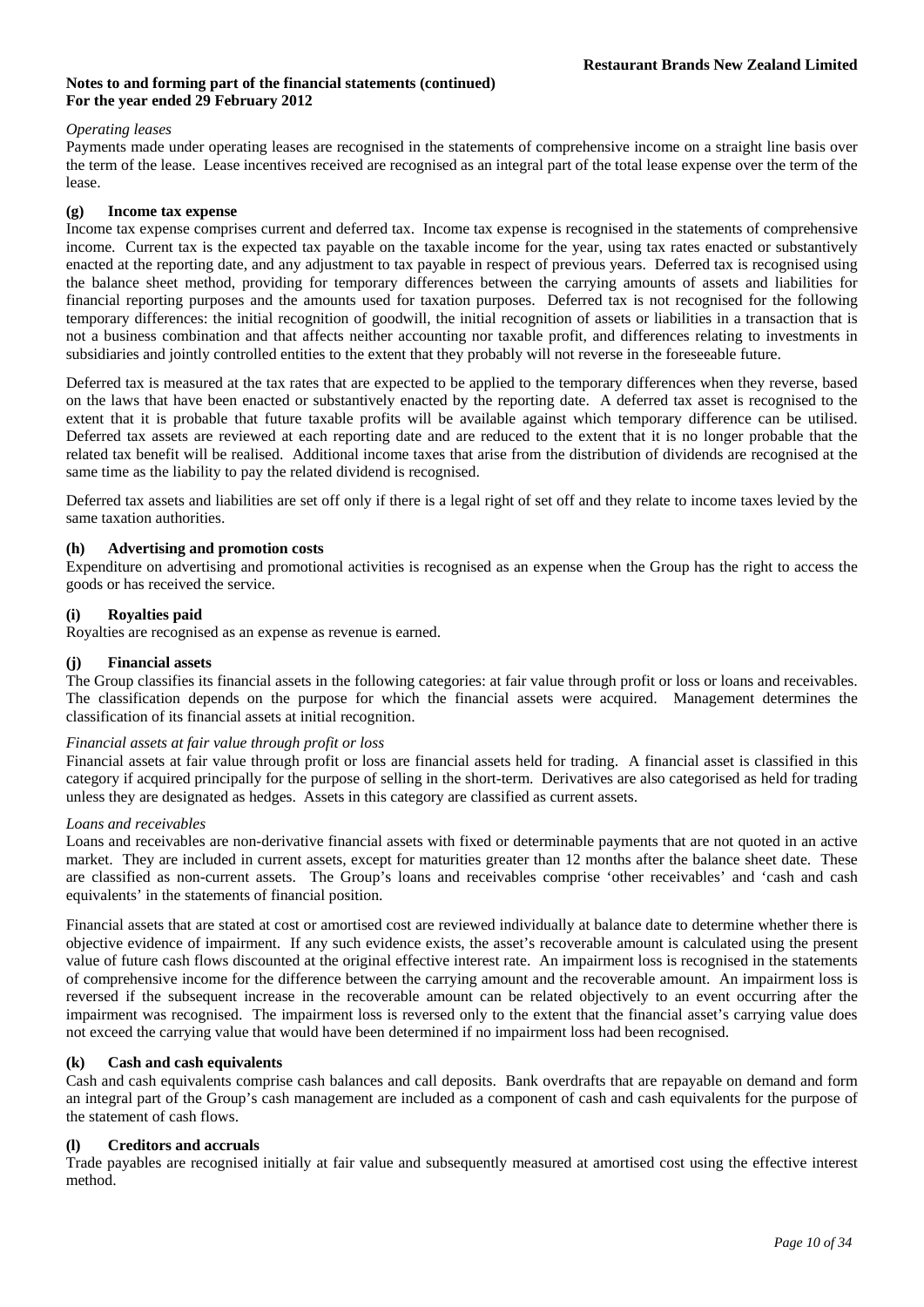*Operating leases*

Payments made under operating leases are recognised in the statements of comprehensive income on a straight line basis over the term of the lease. Lease incentives received are recognised as an integral part of the total lease expense over the term of the lease.

**(g) Income tax expense**

Income tax expense comprises current and deferred tax. Income tax expense is recognised in the statements of comprehensive income. Current tax is the expected tax payable on the taxable income for the year, using tax rates enacted or substantively enacted at the reporting date, and any adjustment to tax payable in respect of previous years. Deferred tax is recognised using the balance sheet method, providing for temporary differences between the carrying amounts of assets and liabilities for financial reporting purposes and the amounts used for taxation purposes. Deferred tax is not recognised for the following temporary differences: the initial recognition of goodwill, the initial recognition of assets or liabilities in a transaction that is not a business combination and that affects neither accounting nor taxable profit, and differences relating to investments in subsidiaries and jointly controlled entities to the extent that they probably will not reverse in the foreseeable future.

Deferred tax is measured at the tax rates that are expected to be applied to the temporary differences when they reverse, based on the laws that have been enacted or substantively enacted by the reporting date. A deferred tax asset is recognised to the extent that it is probable that future taxable profits will be available against which temporary difference can be utilised. Deferred tax assets are reviewed at each reporting date and are reduced to the extent that it is no longer probable that the related tax benefit will be realised. Additional income taxes that arise from the distribution of dividends are recognised at the same time as the liability to pay the related dividend is recognised.

Deferred tax assets and liabilities are set off only if there is a legal right of set off and they relate to income taxes levied by the same taxation authorities.

**(h) Advertising and promotion costs**

Expenditure on advertising and promotional activities is recognised as an expense when the Group has the right to access the goods or has received the service.

**(i) Royalties paid**

Royalties are recognised as an expense as revenue is earned.

**(j) Financial assets**

The Group classifies its financial assets in the following categories: at fair value through profit or loss or loans and receivables. The classification depends on the purpose for which the financial assets were acquired. Management determines the classification of its financial assets at initial recognition.

*Financial assets at fair value through profit or loss*

Financial assets at fair value through profit or loss are financial assets held for trading. A financial asset is classified in this category if acquired principally for the purpose of selling in the short-term. Derivatives are also categorised as held for trading unless they are designated as hedges. Assets in this category are classified as current assets.

*Loans and receivables*

Loans and receivables are non-derivative financial assets with fixed or determinable payments that are not quoted in an active market. They are included in current assets, except for maturities greater than 12 months after the balance sheet date. These are classified as non-current assets. The Group's loans and receivables comprise 'other receivables' and 'cash and cash equivalents' in the statements of financial position.

Financial assets that are stated at cost or amortised cost are reviewed individually at balance date to determine whether there is objective evidence of impairment. If any such evidence exists, the asset's recoverable amount is calculated using the present value of future cash flows discounted at the original effective interest rate. An impairment loss is recognised in the statements of comprehensive income for the difference between the carrying amount and the recoverable amount. An impairment loss is reversed if the subsequent increase in the recoverable amount can be related objectively to an event occurring after the impairment was recognised. The impairment loss is reversed only to the extent that the financial asset's carrying value does not exceed the carrying value that would have been determined if no impairment loss had been recognised.

**(k) Cash and cash equivalents**

Cash and cash equivalents comprise cash balances and call deposits. Bank overdrafts that are repayable on demand and form an integral part of the Group's cash management are included as a component of cash and cash equivalents for the purpose of the statement of cash flows.

**(l) Creditors and accruals**

Trade payables are recognised initially at fair value and subsequently measured at amortised cost using the effective interest method.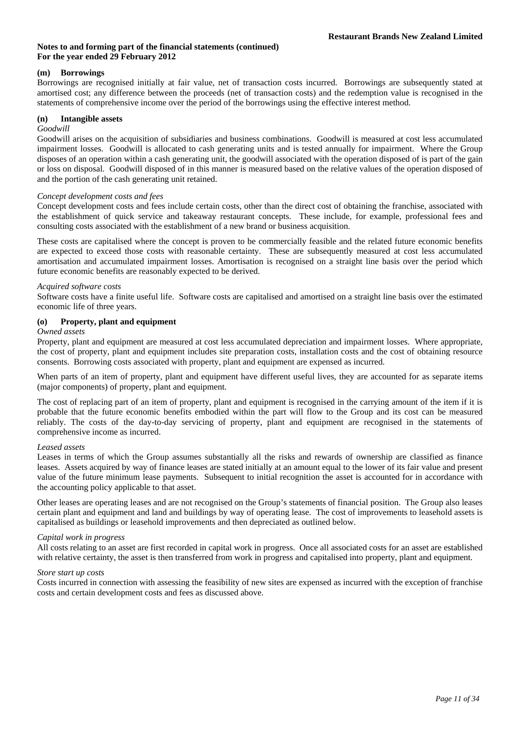**Notes to and forming part of the financial statements (continued)**
**For the year ended 29 February 2012**

### (m) Borrowings

Borrowings are recognised initially at fair value, net of transaction costs incurred. Borrowings are subsequently stated at amortised cost; any difference between the proceeds (net of transaction costs) and the redemption value is recognised in the statements of comprehensive income over the period of the borrowings using the effective interest method.

### (n) Intangible assets

*Goodwill*

Goodwill arises on the acquisition of subsidiaries and business combinations. Goodwill is measured at cost less accumulated impairment losses. Goodwill is allocated to cash generating units and is tested annually for impairment. Where the Group disposes of an operation within a cash generating unit, the goodwill associated with the operation disposed of is part of the gain or loss on disposal. Goodwill disposed of in this manner is measured based on the relative values of the operation disposed of and the portion of the cash generating unit retained.

*Concept development costs and fees*

Concept development costs and fees include certain costs, other than the direct cost of obtaining the franchise, associated with the establishment of quick service and takeaway restaurant concepts. These include, for example, professional fees and consulting costs associated with the establishment of a new brand or business acquisition.

These costs are capitalised where the concept is proven to be commercially feasible and the related future economic benefits are expected to exceed those costs with reasonable certainty. These are subsequently measured at cost less accumulated amortisation and accumulated impairment losses. Amortisation is recognised on a straight line basis over the period which future economic benefits are reasonably expected to be derived.

*Acquired software costs*

Software costs have a finite useful life. Software costs are capitalised and amortised on a straight line basis over the estimated economic life of three years.

### (o) Property, plant and equipment

*Owned assets*

Property, plant and equipment are measured at cost less accumulated depreciation and impairment losses. Where appropriate, the cost of property, plant and equipment includes site preparation costs, installation costs and the cost of obtaining resource consents. Borrowing costs associated with property, plant and equipment are expensed as incurred.

When parts of an item of property, plant and equipment have different useful lives, they are accounted for as separate items (major components) of property, plant and equipment.

The cost of replacing part of an item of property, plant and equipment is recognised in the carrying amount of the item if it is probable that the future economic benefits embodied within the part will flow to the Group and its cost can be measured reliably. The costs of the day-to-day servicing of property, plant and equipment are recognised in the statements of comprehensive income as incurred.

*Leased assets*

Leases in terms of which the Group assumes substantially all the risks and rewards of ownership are classified as finance leases. Assets acquired by way of finance leases are stated initially at an amount equal to the lower of its fair value and present value of the future minimum lease payments. Subsequent to initial recognition the asset is accounted for in accordance with the accounting policy applicable to that asset.

Other leases are operating leases and are not recognised on the Group's statements of financial position. The Group also leases certain plant and equipment and land and buildings by way of operating lease. The cost of improvements to leasehold assets is capitalised as buildings or leasehold improvements and then depreciated as outlined below.

*Capital work in progress*

All costs relating to an asset are first recorded in capital work in progress. Once all associated costs for an asset are established with relative certainty, the asset is then transferred from work in progress and capitalised into property, plant and equipment.

*Store start up costs*

Costs incurred in connection with assessing the feasibility of new sites are expensed as incurred with the exception of franchise costs and certain development costs and fees as discussed above.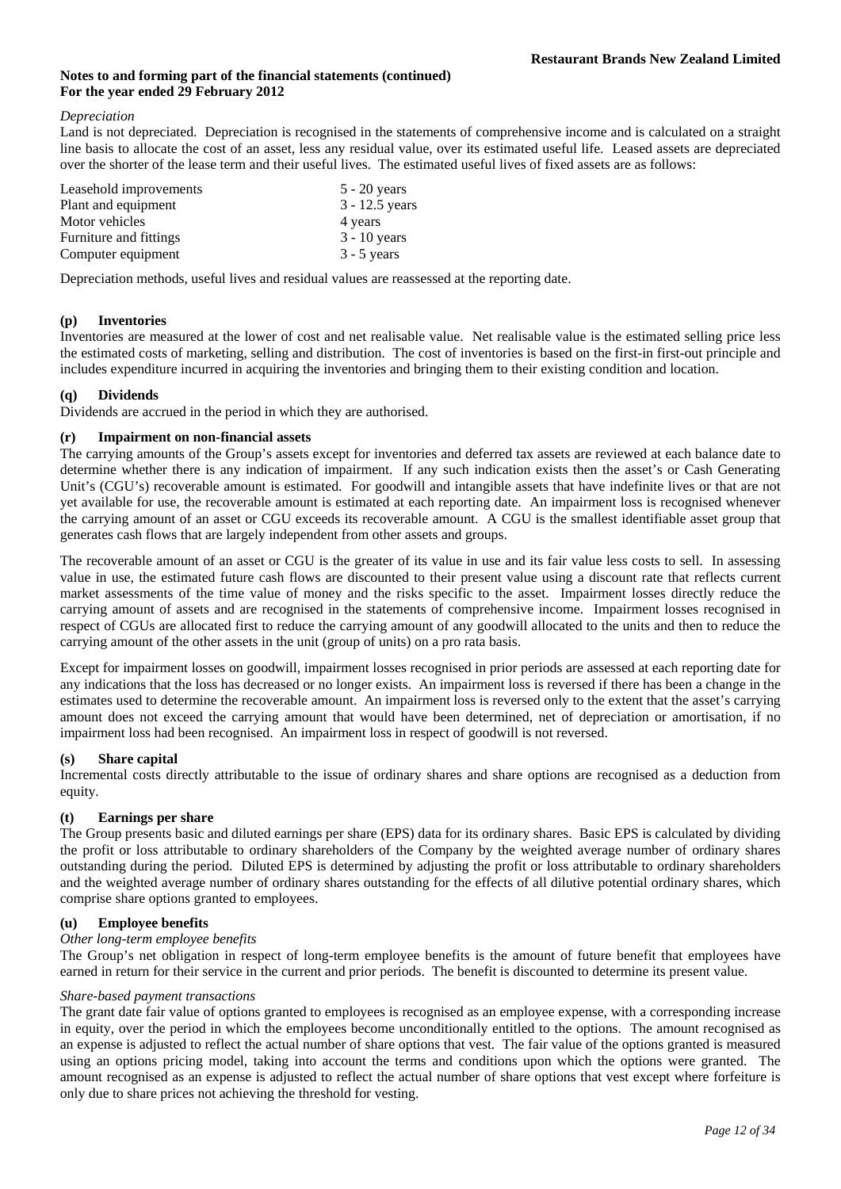**Notes to and forming part of the financial statements (continued)**
**For the year ended 29 February 2012**

*Depreciation*

Land is not depreciated. Depreciation is recognised in the statements of comprehensive income and is calculated on a straight line basis to allocate the cost of an asset, less any residual value, over its estimated useful life. Leased assets are depreciated over the shorter of the lease term and their useful lives. The estimated useful lives of fixed assets are as follows:

| | |
|---|---|
| Leasehold improvements | 5 - 20 years |
| Plant and equipment | 3 - 12.5 years |
| Motor vehicles | 4 years |
| Furniture and fittings | 3 - 10 years |
| Computer equipment | 3 - 5 years |

Depreciation methods, useful lives and residual values are reassessed at the reporting date.

## (p) Inventories

Inventories are measured at the lower of cost and net realisable value. Net realisable value is the estimated selling price less the estimated costs of marketing, selling and distribution. The cost of inventories is based on the first-in first-out principle and includes expenditure incurred in acquiring the inventories and bringing them to their existing condition and location.

## (q) Dividends

Dividends are accrued in the period in which they are authorised.

## (r) Impairment on non-financial assets

The carrying amounts of the Group's assets except for inventories and deferred tax assets are reviewed at each balance date to determine whether there is any indication of impairment. If any such indication exists then the asset's or Cash Generating Unit's (CGU's) recoverable amount is estimated. For goodwill and intangible assets that have indefinite lives or that are not yet available for use, the recoverable amount is estimated at each reporting date. An impairment loss is recognised whenever the carrying amount of an asset or CGU exceeds its recoverable amount. A CGU is the smallest identifiable asset group that generates cash flows that are largely independent from other assets and groups.

The recoverable amount of an asset or CGU is the greater of its value in use and its fair value less costs to sell. In assessing value in use, the estimated future cash flows are discounted to their present value using a discount rate that reflects current market assessments of the time value of money and the risks specific to the asset. Impairment losses directly reduce the carrying amount of assets and are recognised in the statements of comprehensive income. Impairment losses recognised in respect of CGUs are allocated first to reduce the carrying amount of any goodwill allocated to the units and then to reduce the carrying amount of the other assets in the unit (group of units) on a pro rata basis.

Except for impairment losses on goodwill, impairment losses recognised in prior periods are assessed at each reporting date for any indications that the loss has decreased or no longer exists. An impairment loss is reversed if there has been a change in the estimates used to determine the recoverable amount. An impairment loss is reversed only to the extent that the asset's carrying amount does not exceed the carrying amount that would have been determined, net of depreciation or amortisation, if no impairment loss had been recognised. An impairment loss in respect of goodwill is not reversed.

## (s) Share capital

Incremental costs directly attributable to the issue of ordinary shares and share options are recognised as a deduction from equity.

## (t) Earnings per share

The Group presents basic and diluted earnings per share (EPS) data for its ordinary shares. Basic EPS is calculated by dividing the profit or loss attributable to ordinary shareholders of the Company by the weighted average number of ordinary shares outstanding during the period. Diluted EPS is determined by adjusting the profit or loss attributable to ordinary shareholders and the weighted average number of ordinary shares outstanding for the effects of all dilutive potential ordinary shares, which comprise share options granted to employees.

## (u) Employee benefits

*Other long-term employee benefits*

The Group's net obligation in respect of long-term employee benefits is the amount of future benefit that employees have earned in return for their service in the current and prior periods. The benefit is discounted to determine its present value.

*Share-based payment transactions*

The grant date fair value of options granted to employees is recognised as an employee expense, with a corresponding increase in equity, over the period in which the employees become unconditionally entitled to the options. The amount recognised as an expense is adjusted to reflect the actual number of share options that vest. The fair value of the options granted is measured using an options pricing model, taking into account the terms and conditions upon which the options were granted. The amount recognised as an expense is adjusted to reflect the actual number of share options that vest except where forfeiture is only due to share prices not achieving the threshold for vesting.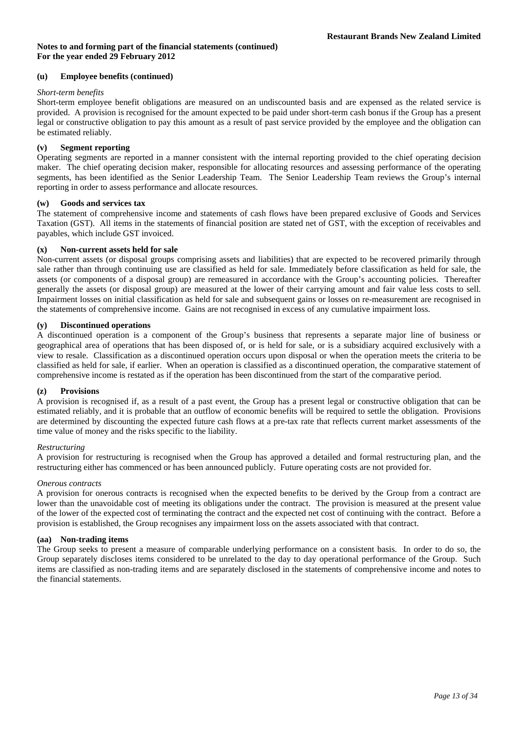**Notes to and forming part of the financial statements (continued)**
**For the year ended 29 February 2012**

#### (u) Employee benefits (continued)

*Short-term benefits*

Short-term employee benefit obligations are measured on an undiscounted basis and are expensed as the related service is provided. A provision is recognised for the amount expected to be paid under short-term cash bonus if the Group has a present legal or constructive obligation to pay this amount as a result of past service provided by the employee and the obligation can be estimated reliably.

#### (v) Segment reporting

Operating segments are reported in a manner consistent with the internal reporting provided to the chief operating decision maker. The chief operating decision maker, responsible for allocating resources and assessing performance of the operating segments, has been identified as the Senior Leadership Team. The Senior Leadership Team reviews the Group's internal reporting in order to assess performance and allocate resources.

#### (w) Goods and services tax

The statement of comprehensive income and statements of cash flows have been prepared exclusive of Goods and Services Taxation (GST). All items in the statements of financial position are stated net of GST, with the exception of receivables and payables, which include GST invoiced.

#### (x) Non-current assets held for sale

Non-current assets (or disposal groups comprising assets and liabilities) that are expected to be recovered primarily through sale rather than through continuing use are classified as held for sale. Immediately before classification as held for sale, the assets (or components of a disposal group) are remeasured in accordance with the Group's accounting policies. Thereafter generally the assets (or disposal group) are measured at the lower of their carrying amount and fair value less costs to sell. Impairment losses on initial classification as held for sale and subsequent gains or losses on re-measurement are recognised in the statements of comprehensive income. Gains are not recognised in excess of any cumulative impairment loss.

#### (y) Discontinued operations

A discontinued operation is a component of the Group's business that represents a separate major line of business or geographical area of operations that has been disposed of, or is held for sale, or is a subsidiary acquired exclusively with a view to resale. Classification as a discontinued operation occurs upon disposal or when the operation meets the criteria to be classified as held for sale, if earlier. When an operation is classified as a discontinued operation, the comparative statement of comprehensive income is restated as if the operation has been discontinued from the start of the comparative period.

#### (z) Provisions

A provision is recognised if, as a result of a past event, the Group has a present legal or constructive obligation that can be estimated reliably, and it is probable that an outflow of economic benefits will be required to settle the obligation. Provisions are determined by discounting the expected future cash flows at a pre-tax rate that reflects current market assessments of the time value of money and the risks specific to the liability.

*Restructuring*

A provision for restructuring is recognised when the Group has approved a detailed and formal restructuring plan, and the restructuring either has commenced or has been announced publicly. Future operating costs are not provided for.

*Onerous contracts*

A provision for onerous contracts is recognised when the expected benefits to be derived by the Group from a contract are lower than the unavoidable cost of meeting its obligations under the contract. The provision is measured at the present value of the lower of the expected cost of terminating the contract and the expected net cost of continuing with the contract. Before a provision is established, the Group recognises any impairment loss on the assets associated with that contract.

#### (aa) Non-trading items

The Group seeks to present a measure of comparable underlying performance on a consistent basis. In order to do so, the Group separately discloses items considered to be unrelated to the day to day operational performance of the Group. Such items are classified as non-trading items and are separately disclosed in the statements of comprehensive income and notes to the financial statements.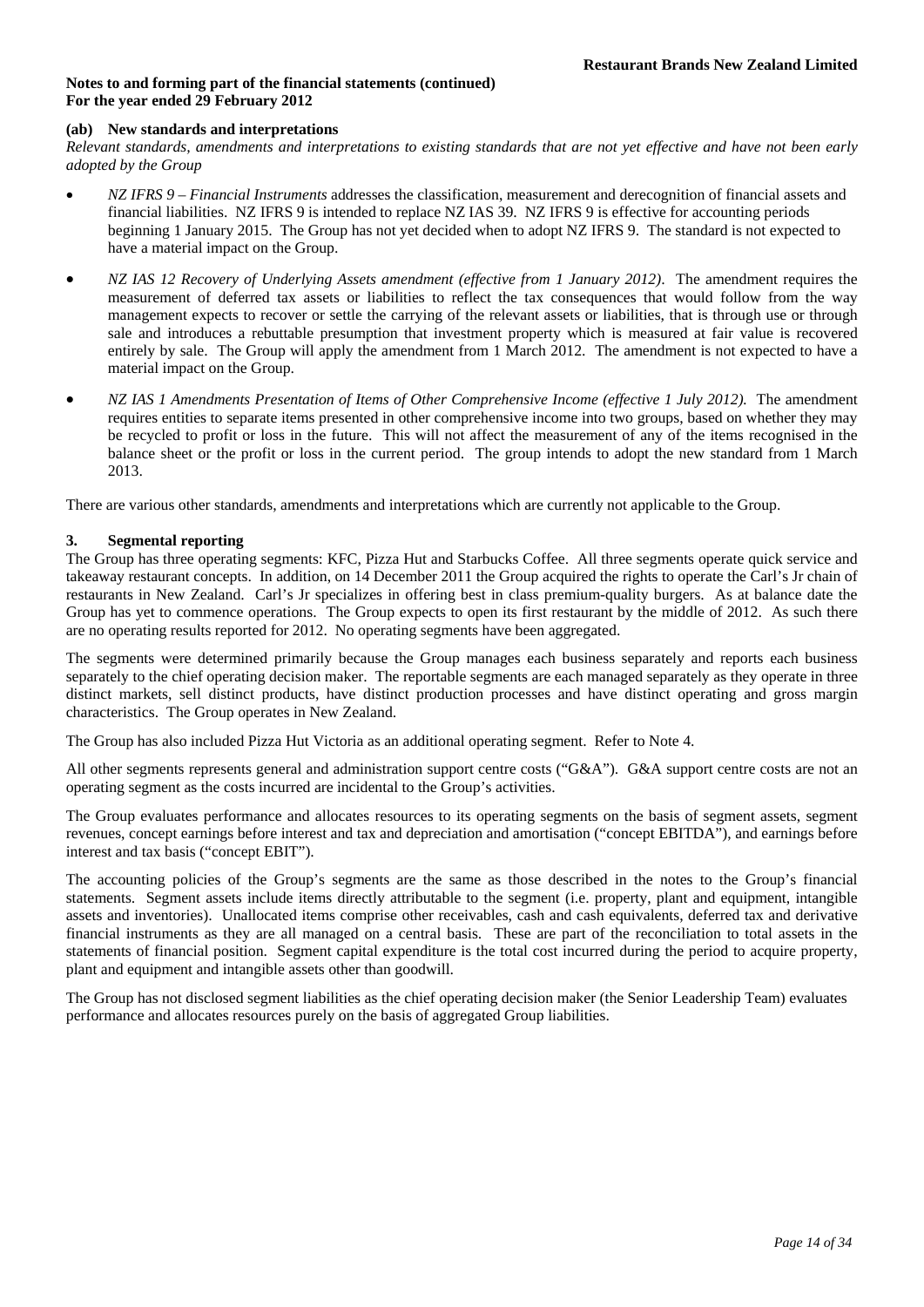**Notes to and forming part of the financial statements (continued)**
**For the year ended 29 February 2012**

### (ab) New standards and interpretations

*Relevant standards, amendments and interpretations to existing standards that are not yet effective and have not been early adopted by the Group*

- *NZ IFRS 9 – Financial Instruments* addresses the classification, measurement and derecognition of financial assets and financial liabilities. NZ IFRS 9 is intended to replace NZ IAS 39. NZ IFRS 9 is effective for accounting periods beginning 1 January 2015. The Group has not yet decided when to adopt NZ IFRS 9. The standard is not expected to have a material impact on the Group.

- *NZ IAS 12 Recovery of Underlying Assets amendment (effective from 1 January 2012)*. The amendment requires the measurement of deferred tax assets or liabilities to reflect the tax consequences that would follow from the way management expects to recover or settle the carrying of the relevant assets or liabilities, that is through use or through sale and introduces a rebuttable presumption that investment property which is measured at fair value is recovered entirely by sale. The Group will apply the amendment from 1 March 2012. The amendment is not expected to have a material impact on the Group.

- *NZ IAS 1 Amendments Presentation of Items of Other Comprehensive Income (effective 1 July 2012).* The amendment requires entities to separate items presented in other comprehensive income into two groups, based on whether they may be recycled to profit or loss in the future. This will not affect the measurement of any of the items recognised in the balance sheet or the profit or loss in the current period. The group intends to adopt the new standard from 1 March 2013.

There are various other standards, amendments and interpretations which are currently not applicable to the Group.

## 3. Segmental reporting

The Group has three operating segments: KFC, Pizza Hut and Starbucks Coffee. All three segments operate quick service and takeaway restaurant concepts. In addition, on 14 December 2011 the Group acquired the rights to operate the Carl's Jr chain of restaurants in New Zealand. Carl's Jr specializes in offering best in class premium-quality burgers. As at balance date the Group has yet to commence operations. The Group expects to open its first restaurant by the middle of 2012. As such there are no operating results reported for 2012. No operating segments have been aggregated.

The segments were determined primarily because the Group manages each business separately and reports each business separately to the chief operating decision maker. The reportable segments are each managed separately as they operate in three distinct markets, sell distinct products, have distinct production processes and have distinct operating and gross margin characteristics. The Group operates in New Zealand.

The Group has also included Pizza Hut Victoria as an additional operating segment. Refer to Note 4.

All other segments represents general and administration support centre costs ("G&A"). G&A support centre costs are not an operating segment as the costs incurred are incidental to the Group's activities.

The Group evaluates performance and allocates resources to its operating segments on the basis of segment assets, segment revenues, concept earnings before interest and tax and depreciation and amortisation ("concept EBITDA"), and earnings before interest and tax basis ("concept EBIT").

The accounting policies of the Group's segments are the same as those described in the notes to the Group's financial statements. Segment assets include items directly attributable to the segment (i.e. property, plant and equipment, intangible assets and inventories). Unallocated items comprise other receivables, cash and cash equivalents, deferred tax and derivative financial instruments as they are all managed on a central basis. These are part of the reconciliation to total assets in the statements of financial position. Segment capital expenditure is the total cost incurred during the period to acquire property, plant and equipment and intangible assets other than goodwill.

The Group has not disclosed segment liabilities as the chief operating decision maker (the Senior Leadership Team) evaluates performance and allocates resources purely on the basis of aggregated Group liabilities.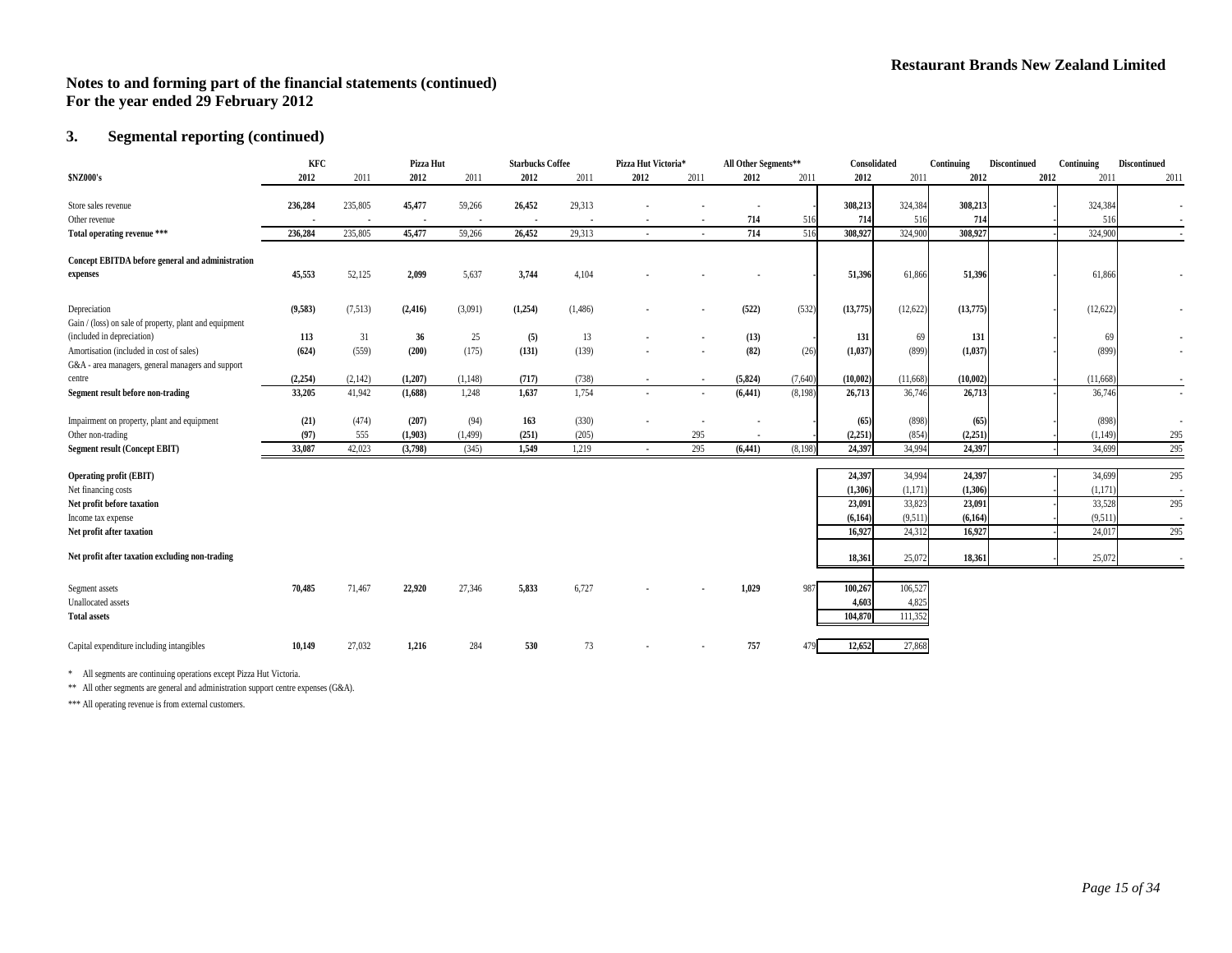# Notes to and forming part of the financial statements (continued)
## For the year ended 29 February 2012

### 3. Segmental reporting (continued)

| $NZ000's | KFC 2012 | KFC 2011 | Pizza Hut 2012 | Pizza Hut 2011 | Starbucks Coffee 2012 | Starbucks Coffee 2011 | Pizza Hut Victoria* 2012 | Pizza Hut Victoria* 2011 | All Other Segments** 2012 | All Other Segments** 2011 | Consolidated 2012 | Consolidated 2011 | Continuing 2012 | Discontinued 2012 | Continuing 2011 | Discontinued 2011 |
|---|---|---|---|---|---|---|---|---|---|---|---|---|---|---|---|---|
| Store sales revenue | **236,284** | 235,805 | **45,477** | 59,266 | **26,452** | 29,313 | - | - | - | - | **308,213** | 324,384 | **308,213** | - | 324,384 | - |
| Other revenue | - | - | - | - | - | - | - | - | **714** | 516 | **714** | 516 | **714** | - | 516 | - |
| **Total operating revenue \*\*\*** | **236,284** | 235,805 | **45,477** | 59,266 | **26,452** | 29,313 | - | - | **714** | 516 | **308,927** | 324,900 | **308,927** | - | 324,900 | - |
| **Concept EBITDA before general and administration expenses** | **45,553** | 52,125 | **2,099** | 5,637 | **3,744** | 4,104 | - | - | - | - | **51,396** | 61,866 | **51,396** | - | 61,866 | - |
| Depreciation | **(9,583)** | (7,513) | **(2,416)** | (3,091) | **(1,254)** | (1,486) | - | - | **(522)** | (532) | **(13,775)** | (12,622) | **(13,775)** | - | (12,622) | - |
| Gain / (loss) on sale of property, plant and equipment (included in depreciation) | **113** | 31 | **36** | 25 | **(5)** | 13 | - | - | **(13)** | - | **131** | 69 | **131** | - | 69 | - |
| Amortisation (included in cost of sales) | **(624)** | (559) | **(200)** | (175) | **(131)** | (139) | - | - | **(82)** | (26) | **(1,037)** | (899) | **(1,037)** | - | (899) | - |
| G&A - area managers, general managers and support centre | **(2,254)** | (2,142) | **(1,207)** | (1,148) | **(717)** | (738) | - | - | **(5,824)** | (7,640) | **(10,002)** | (11,668) | **(10,002)** | - | (11,668) | - |
| **Segment result before non-trading** | **33,205** | 41,942 | **(1,688)** | 1,248 | **1,637** | 1,754 | - | - | **(6,441)** | (8,198) | **26,713** | 36,746 | **26,713** | - | 36,746 | - |
| Impairment on property, plant and equipment | **(21)** | (474) | **(207)** | (94) | **163** | (330) | - | - | - | - | **(65)** | (898) | **(65)** | - | (898) | - |
| Other non-trading | **(97)** | 555 | **(1,903)** | (1,499) | **(251)** | (205) | | 295 | - | - | **(2,251)** | (854) | **(2,251)** | - | (1,149) | 295 |
| **Segment result (Concept EBIT)** | **33,087** | 42,023 | **(3,798)** | (345) | **1,549** | 1,219 | - | 295 | **(6,441)** | (8,198) | **24,397** | 34,994 | **24,397** | - | 34,699 | 295 |
| **Operating profit (EBIT)** | | | | | | | | | | | **24,397** | 34,994 | **24,397** | - | 34,699 | 295 |
| Net financing costs | | | | | | | | | | | **(1,306)** | (1,171) | **(1,306)** | - | (1,171) | - |
| **Net profit before taxation** | | | | | | | | | | | **23,091** | 33,823 | **23,091** | - | 33,528 | 295 |
| Income tax expense | | | | | | | | | | | **(6,164)** | (9,511) | **(6,164)** | - | (9,511) | - |
| **Net profit after taxation** | | | | | | | | | | | **16,927** | 24,312 | **16,927** | - | 24,017 | 295 |
| **Net profit after taxation excluding non-trading** | | | | | | | | | | | **18,361** | 25,072 | **18,361** | - | 25,072 | - |
| Segment assets | **70,485** | 71,467 | **22,920** | 27,346 | **5,833** | 6,727 | - | - | **1,029** | 987 | **100,267** | 106,527 | | | | |
| Unallocated assets | | | | | | | | | | | **4,603** | 4,825 | | | | |
| **Total assets** | | | | | | | | | | | **104,870** | 111,352 | | | | |
| Capital expenditure including intangibles | **10,149** | 27,032 | **1,216** | 284 | **530** | 73 | - | - | **757** | 479 | **12,652** | 27,868 | | | | |

\* All segments are continuing operations except Pizza Hut Victoria.

\*\* All other segments are general and administration support centre expenses (G&A).

\*\*\* All operating revenue is from external customers.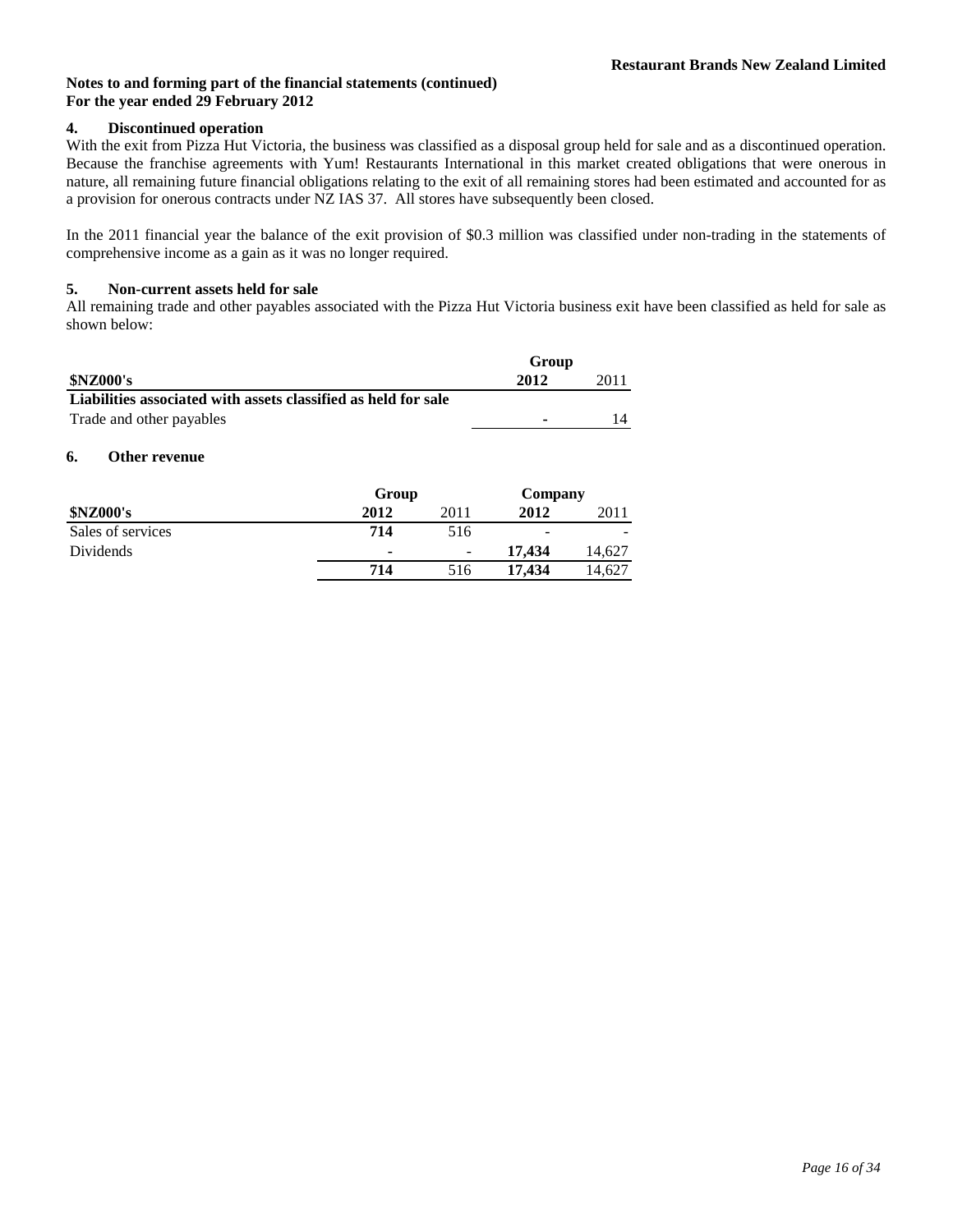**Notes to and forming part of the financial statements (continued)**
**For the year ended 29 February 2012**

## 4. Discontinued operation

With the exit from Pizza Hut Victoria, the business was classified as a disposal group held for sale and as a discontinued operation. Because the franchise agreements with Yum! Restaurants International in this market created obligations that were onerous in nature, all remaining future financial obligations relating to the exit of all remaining stores had been estimated and accounted for as a provision for onerous contracts under NZ IAS 37. All stores have subsequently been closed.

In the 2011 financial year the balance of the exit provision of $0.3 million was classified under non-trading in the statements of comprehensive income as a gain as it was no longer required.

## 5. Non-current assets held for sale

All remaining trade and other payables associated with the Pizza Hut Victoria business exit have been classified as held for sale as shown below:

| | Group | |
|---|---|---|
| **$NZ000's** | **2012** | 2011 |
| **Liabilities associated with assets classified as held for sale** | | |
| Trade and other payables | - | 14 |

## 6. Other revenue

| | Group | | Company | |
|---|---|---|---|---|
| **$NZ000's** | **2012** | 2011 | **2012** | 2011 |
| Sales of services | **714** | 516 | - | - |
| Dividends | - | - | **17,434** | 14,627 |
| | **714** | 516 | **17,434** | 14,627 |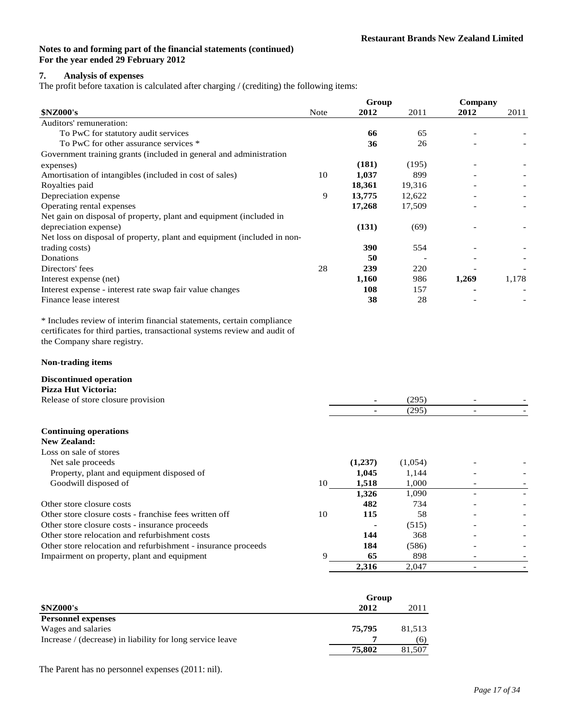**Notes to and forming part of the financial statements (continued)**
**For the year ended 29 February 2012**

## 7. Analysis of expenses

The profit before taxation is calculated after charging / (crediting) the following items:

| $NZ000's | Note | Group 2012 | Group 2011 | Company 2012 | Company 2011 |
|---|---|---|---|---|---|
| Auditors' remuneration: | | | | | |
| To PwC for statutory audit services | | **66** | 65 | - | - |
| To PwC for other assurance services * | | **36** | 26 | - | - |
| Government training grants (included in general and administration expenses) | | **(181)** | (195) | - | - |
| Amortisation of intangibles (included in cost of sales) | 10 | **1,037** | 899 | - | - |
| Royalties paid | | **18,361** | 19,316 | - | - |
| Depreciation expense | 9 | **13,775** | 12,622 | - | - |
| Operating rental expenses | | **17,268** | 17,509 | - | - |
| Net gain on disposal of property, plant and equipment (included in depreciation expense) | | **(131)** | (69) | - | - |
| Net loss on disposal of property, plant and equipment (included in non-trading costs) | | **390** | 554 | - | - |
| Donations | | **50** | - | - | - |
| Directors' fees | 28 | **239** | 220 | - | - |
| Interest expense (net) | | **1,160** | 986 | **1,269** | 1,178 |
| Interest expense - interest rate swap fair value changes | | **108** | 157 | - | - |
| Finance lease interest | | **38** | 28 | - | - |

* Includes review of interim financial statements, certain compliance certificates for third parties, transactional systems review and audit of the Company share registry.

**Non-trading items**

| $NZ000's | Note | Group 2012 | Group 2011 | Company 2012 | Company 2011 |
|---|---|---|---|---|---|
| **Discontinued operation** | | | | | |
| **Pizza Hut Victoria:** | | | | | |
| Release of store closure provision | | - | (295) | - | - |
| | | - | (295) | - | - |
| **Continuing operations** | | | | | |
| **New Zealand:** | | | | | |
| Loss on sale of stores | | | | | |
| Net sale proceeds | | **(1,237)** | (1,054) | - | - |
| Property, plant and equipment disposed of | | **1,045** | 1,144 | - | - |
| Goodwill disposed of | 10 | **1,518** | 1,000 | - | - |
| | | **1,326** | 1,090 | - | - |
| Other store closure costs | | **482** | 734 | - | - |
| Other store closure costs - franchise fees written off | 10 | **115** | 58 | - | - |
| Other store closure costs - insurance proceeds | | - | (515) | - | - |
| Other store relocation and refurbishment costs | | **144** | 368 | - | - |
| Other store relocation and refurbishment - insurance proceeds | | **184** | (586) | - | - |
| Impairment on property, plant and equipment | 9 | **65** | 898 | - | - |
| | | **2,316** | 2,047 | - | - |

| $NZ000's | Group 2012 | Group 2011 |
|---|---|---|
| **Personnel expenses** | | |
| Wages and salaries | **75,795** | 81,513 |
| Increase / (decrease) in liability for long service leave | **7** | (6) |
| | **75,802** | 81,507 |

The Parent has no personnel expenses (2011: nil).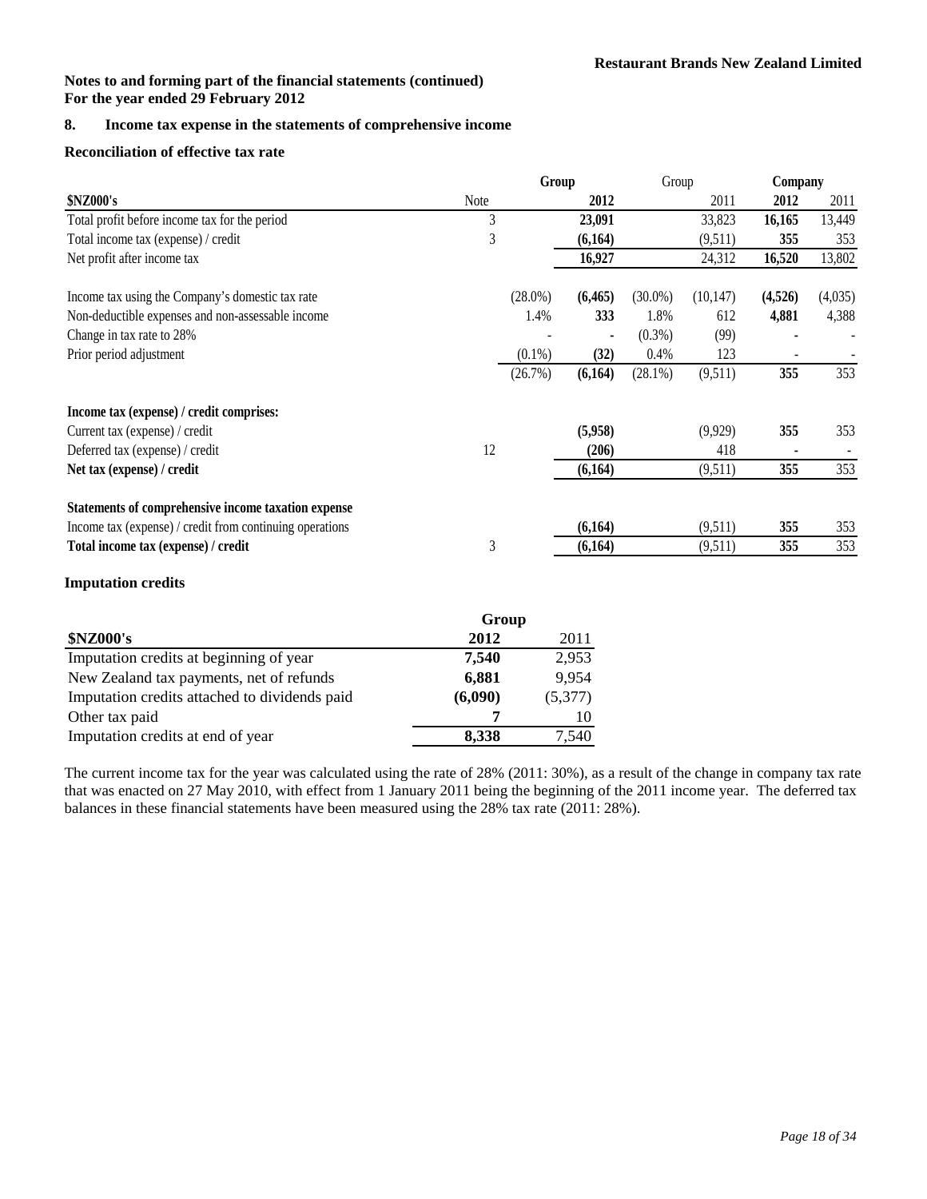**Notes to and forming part of the financial statements (continued)**
**For the year ended 29 February 2012**

## 8. Income tax expense in the statements of comprehensive income

### Reconciliation of effective tax rate

| $NZ000's | Note | Group | | Group | | Company | |
|---|---|---|---|---|---|---|---|
| | | | **2012** | | 2011 | **2012** | 2011 |
| Total profit before income tax for the period | 3 | | **23,091** | | 33,823 | **16,165** | 13,449 |
| Total income tax (expense) / credit | 3 | | **(6,164)** | | (9,511) | **355** | 353 |
| Net profit after income tax | | | **16,927** | | 24,312 | **16,520** | 13,802 |
| | | | | | | | |
| Income tax using the Company's domestic tax rate | | (28.0%) | **(6,465)** | (30.0%) | (10,147) | **(4,526)** | (4,035) |
| Non-deductible expenses and non-assessable income | | 1.4% | **333** | 1.8% | 612 | **4,881** | 4,388 |
| Change in tax rate to 28% | | - | **-** | (0.3%) | (99) | **-** | - |
| Prior period adjustment | | (0.1%) | **(32)** | 0.4% | 123 | - | - |
| | | (26.7%) | **(6,164)** | (28.1%) | (9,511) | **355** | 353 |
| | | | | | | | |
| **Income tax (expense) / credit comprises:** | | | | | | | |
| Current tax (expense) / credit | | | **(5,958)** | | (9,929) | **355** | 353 |
| Deferred tax (expense) / credit | 12 | | **(206)** | | 418 | **-** | - |
| **Net tax (expense) / credit** | | | **(6,164)** | | (9,511) | **355** | 353 |
| | | | | | | | |
| **Statements of comprehensive income taxation expense** | | | | | | | |
| Income tax (expense) / credit from continuing operations | | | **(6,164)** | | (9,511) | **355** | 353 |
| **Total income tax (expense) / credit** | 3 | | **(6,164)** | | (9,511) | **355** | 353 |

### Imputation credits

| $NZ000's | Group | |
|---|---|---|
| | **2012** | 2011 |
| Imputation credits at beginning of year | **7,540** | 2,953 |
| New Zealand tax payments, net of refunds | **6,881** | 9,954 |
| Imputation credits attached to dividends paid | **(6,090)** | (5,377) |
| Other tax paid | **7** | 10 |
| Imputation credits at end of year | **8,338** | 7,540 |

The current income tax for the year was calculated using the rate of 28% (2011: 30%), as a result of the change in company tax rate that was enacted on 27 May 2010, with effect from 1 January 2011 being the beginning of the 2011 income year. The deferred tax balances in these financial statements have been measured using the 28% tax rate (2011: 28%).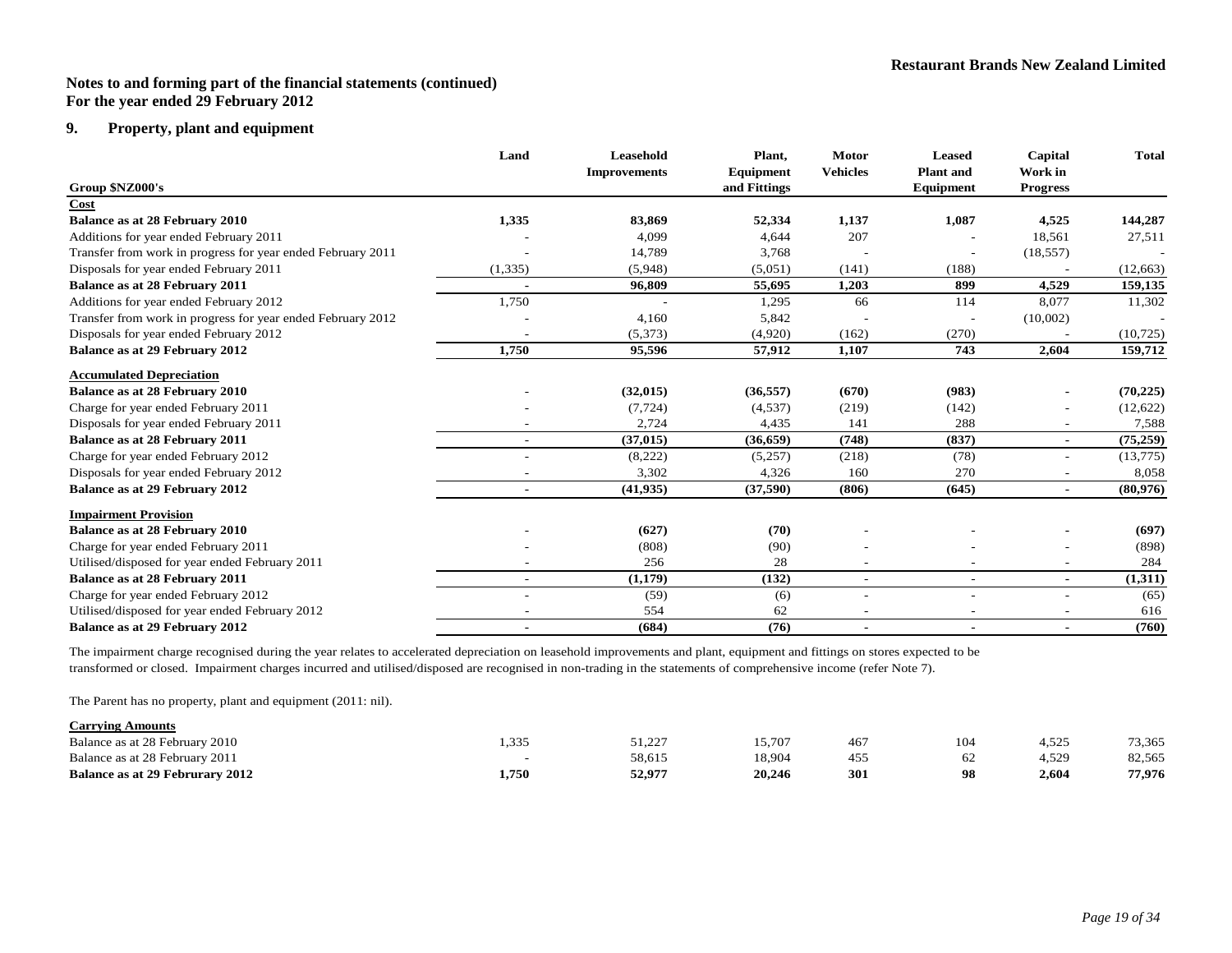Restaurant Brands New Zealand Limited

**Notes to and forming part of the financial statements (continued)**
**For the year ended 29 February 2012**

## 9. Property, plant and equipment

| Group $NZ000's | Land | Leasehold Improvements | Plant, Equipment and Fittings | Motor Vehicles | Leased Plant and Equipment | Capital Work in Progress | Total |
|---|---|---|---|---|---|---|---|
| **Cost** | | | | | | | |
| **Balance as at 28 February 2010** | **1,335** | **83,869** | **52,334** | **1,137** | **1,087** | **4,525** | **144,287** |
| Additions for year ended February 2011 | - | 4,099 | 4,644 | 207 | - | 18,561 | 27,511 |
| Transfer from work in progress for year ended February 2011 | - | 14,789 | 3,768 | - | - | (18,557) | - |
| Disposals for year ended February 2011 | (1,335) | (5,948) | (5,051) | (141) | (188) | - | (12,663) |
| **Balance as at 28 February 2011** | **-** | **96,809** | **55,695** | **1,203** | **899** | **4,529** | **159,135** |
| Additions for year ended February 2012 | 1,750 | - | 1,295 | 66 | 114 | 8,077 | 11,302 |
| Transfer from work in progress for year ended February 2012 | - | 4,160 | 5,842 | - | - | (10,002) | - |
| Disposals for year ended February 2012 | - | (5,373) | (4,920) | (162) | (270) | - | (10,725) |
| **Balance as at 29 February 2012** | **1,750** | **95,596** | **57,912** | **1,107** | **743** | **2,604** | **159,712** |
| **Accumulated Depreciation** | | | | | | | |
| **Balance as at 28 February 2010** | - | **(32,015)** | **(36,557)** | **(670)** | **(983)** | - | **(70,225)** |
| Charge for year ended February 2011 | - | (7,724) | (4,537) | (219) | (142) | - | (12,622) |
| Disposals for year ended February 2011 | - | 2,724 | 4,435 | 141 | 288 | - | 7,588 |
| **Balance as at 28 February 2011** | - | **(37,015)** | **(36,659)** | **(748)** | **(837)** | - | **(75,259)** |
| Charge for year ended February 2012 | - | (8,222) | (5,257) | (218) | (78) | - | (13,775) |
| Disposals for year ended February 2012 | - | 3,302 | 4,326 | 160 | 270 | - | 8,058 |
| **Balance as at 29 February 2012** | **-** | **(41,935)** | **(37,590)** | **(806)** | **(645)** | **-** | **(80,976)** |
| **Impairment Provision** | | | | | | | |
| **Balance as at 28 February 2010** | - | **(627)** | **(70)** | - | - | - | **(697)** |
| Charge for year ended February 2011 | - | (808) | (90) | - | - | - | (898) |
| Utilised/disposed for year ended February 2011 | - | 256 | 28 | - | - | - | 284 |
| **Balance as at 28 February 2011** | - | **(1,179)** | **(132)** | - | - | - | **(1,311)** |
| Charge for year ended February 2012 | - | (59) | (6) | - | - | - | (65) |
| Utilised/disposed for year ended February 2012 | - | 554 | 62 | - | - | - | 616 |
| **Balance as at 29 February 2012** | **-** | **(684)** | **(76)** | **-** | **-** | **-** | **(760)** |

The impairment charge recognised during the year relates to accelerated depreciation on leasehold improvements and plant, equipment and fittings on stores expected to be transformed or closed. Impairment charges incurred and utilised/disposed are recognised in non-trading in the statements of comprehensive income (refer Note 7).

The Parent has no property, plant and equipment (2011: nil).

| Group $NZ000's | Land | Leasehold Improvements | Plant, Equipment and Fittings | Motor Vehicles | Leased Plant and Equipment | Capital Work in Progress | Total |
|---|---|---|---|---|---|---|---|
| **Carrying Amounts** | | | | | | | |
| Balance as at 28 February 2010 | 1,335 | 51,227 | 15,707 | 467 | 104 | 4,525 | 73,365 |
| Balance as at 28 February 2011 | - | 58,615 | 18,904 | 455 | 62 | 4,529 | 82,565 |
| **Balance as at 29 Februrary 2012** | **1,750** | **52,977** | **20,246** | **301** | **98** | **2,604** | **77,976** |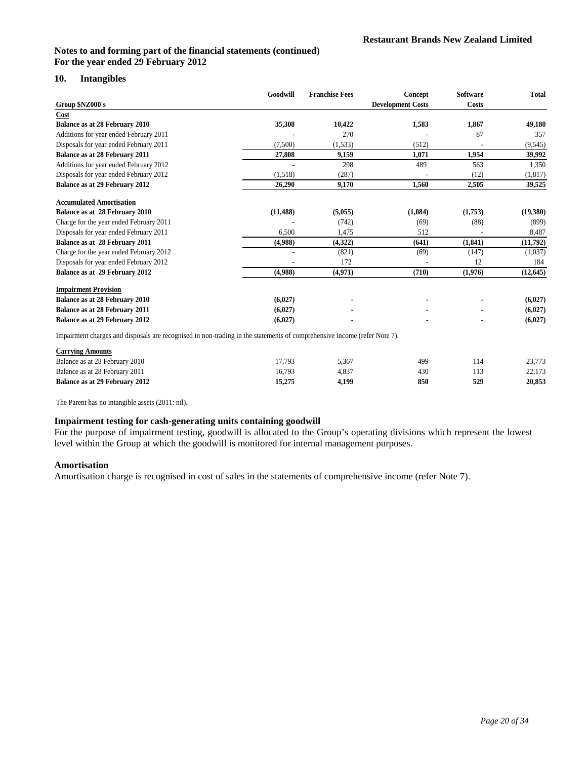Restaurant Brands New Zealand Limited

**Notes to and forming part of the financial statements (continued)**
**For the year ended 29 February 2012**

## 10. Intangibles

| Group $NZ000's | Goodwill | Franchise Fees | Concept Development Costs | Software Costs | Total |
|---|---|---|---|---|---|
| **Cost** | | | | | |
| **Balance as at 28 February 2010** | **35,308** | **10,422** | **1,583** | **1,867** | **49,180** |
| Additions for year ended February 2011 | - | 270 | - | 87 | 357 |
| Disposals for year ended February 2011 | (7,500) | (1,533) | (512) | - | (9,545) |
| **Balance as at 28 February 2011** | **27,808** | **9,159** | **1,071** | **1,954** | **39,992** |
| Additions for year ended February 2012 | - | 298 | 489 | 563 | 1,350 |
| Disposals for year ended February 2012 | (1,518) | (287) | - | (12) | (1,817) |
| **Balance as at 29 February 2012** | **26,290** | **9,170** | **1,560** | **2,505** | **39,525** |
| **Accumulated Amortisation** | | | | | |
| **Balance as at 28 February 2010** | **(11,488)** | **(5,055)** | **(1,084)** | **(1,753)** | **(19,380)** |
| Charge for the year ended February 2011 | - | (742) | (69) | (88) | (899) |
| Disposals for year ended February 2011 | 6,500 | 1,475 | 512 | - | 8,487 |
| **Balance as at 28 February 2011** | **(4,988)** | **(4,322)** | **(641)** | **(1,841)** | **(11,792)** |
| Charge for the year ended February 2012 | - | (821) | (69) | (147) | (1,037) |
| Disposals for year ended February 2012 | - | 172 | - | 12 | 184 |
| **Balance as at 29 February 2012** | **(4,988)** | **(4,971)** | **(710)** | **(1,976)** | **(12,645)** |
| **Impairment Provision** | | | | | |
| **Balance as at 28 February 2010** | **(6,027)** | - | - | - | **(6,027)** |
| **Balance as at 28 February 2011** | **(6,027)** | - | - | - | **(6,027)** |
| **Balance as at 29 February 2012** | **(6,027)** | - | - | - | **(6,027)** |

Impairment charges and disposals are recognised in non-trading in the statements of comprehensive income (refer Note 7).

| Carrying Amounts | Goodwill | Franchise Fees | Concept Development Costs | Software Costs | Total |
|---|---|---|---|---|---|
| Balance as at 28 February 2010 | 17,793 | 5,367 | 499 | 114 | 23,773 |
| Balance as at 28 February 2011 | 16,793 | 4,837 | 430 | 113 | 22,173 |
| **Balance as at 29 February 2012** | **15,275** | **4,199** | **850** | **529** | **20,853** |

The Parent has no intangible assets (2011: nil).

### Impairment testing for cash-generating units containing goodwill

For the purpose of impairment testing, goodwill is allocated to the Group's operating divisions which represent the lowest level within the Group at which the goodwill is monitored for internal management purposes.

### Amortisation

Amortisation charge is recognised in cost of sales in the statements of comprehensive income (refer Note 7).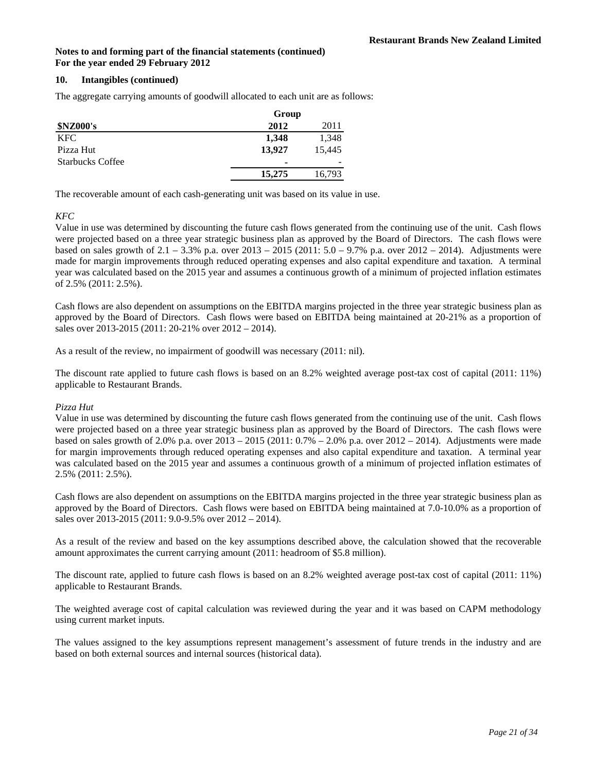**Notes to and forming part of the financial statements (continued)**
**For the year ended 29 February 2012**

## 10. Intangibles (continued)

The aggregate carrying amounts of goodwill allocated to each unit are as follows:

| | Group | |
|---|---|---|
| **$NZ000's** | **2012** | 2011 |
| KFC | **1,348** | 1,348 |
| Pizza Hut | **13,927** | 15,445 |
| Starbucks Coffee | **-** | - |
| | **15,275** | 16,793 |

The recoverable amount of each cash-generating unit was based on its value in use.

*KFC*

Value in use was determined by discounting the future cash flows generated from the continuing use of the unit. Cash flows were projected based on a three year strategic business plan as approved by the Board of Directors. The cash flows were based on sales growth of 2.1 – 3.3% p.a. over 2013 – 2015 (2011: 5.0 – 9.7% p.a. over 2012 – 2014). Adjustments were made for margin improvements through reduced operating expenses and also capital expenditure and taxation. A terminal year was calculated based on the 2015 year and assumes a continuous growth of a minimum of projected inflation estimates of 2.5% (2011: 2.5%).

Cash flows are also dependent on assumptions on the EBITDA margins projected in the three year strategic business plan as approved by the Board of Directors. Cash flows were based on EBITDA being maintained at 20-21% as a proportion of sales over 2013-2015 (2011: 20-21% over 2012 – 2014).

As a result of the review, no impairment of goodwill was necessary (2011: nil).

The discount rate applied to future cash flows is based on an 8.2% weighted average post-tax cost of capital (2011: 11%) applicable to Restaurant Brands.

*Pizza Hut*

Value in use was determined by discounting the future cash flows generated from the continuing use of the unit. Cash flows were projected based on a three year strategic business plan as approved by the Board of Directors. The cash flows were based on sales growth of 2.0% p.a. over 2013 – 2015 (2011: 0.7% – 2.0% p.a. over 2012 – 2014). Adjustments were made for margin improvements through reduced operating expenses and also capital expenditure and taxation. A terminal year was calculated based on the 2015 year and assumes a continuous growth of a minimum of projected inflation estimates of 2.5% (2011: 2.5%).

Cash flows are also dependent on assumptions on the EBITDA margins projected in the three year strategic business plan as approved by the Board of Directors. Cash flows were based on EBITDA being maintained at 7.0-10.0% as a proportion of sales over 2013-2015 (2011: 9.0-9.5% over 2012 – 2014).

As a result of the review and based on the key assumptions described above, the calculation showed that the recoverable amount approximates the current carrying amount (2011: headroom of $5.8 million).

The discount rate, applied to future cash flows is based on an 8.2% weighted average post-tax cost of capital (2011: 11%) applicable to Restaurant Brands.

The weighted average cost of capital calculation was reviewed during the year and it was based on CAPM methodology using current market inputs.

The values assigned to the key assumptions represent management's assessment of future trends in the industry and are based on both external sources and internal sources (historical data).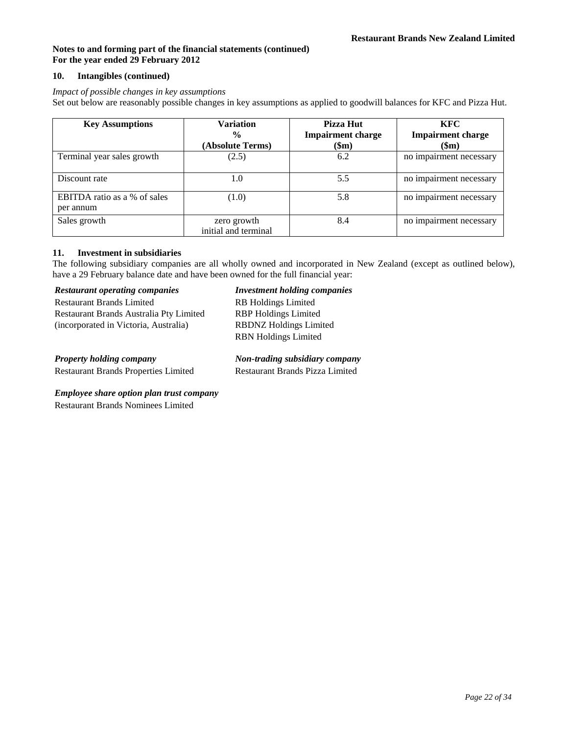**Notes to and forming part of the financial statements (continued)**
**For the year ended 29 February 2012**

### 10. Intangibles (continued)

*Impact of possible changes in key assumptions*

Set out below are reasonably possible changes in key assumptions as applied to goodwill balances for KFC and Pizza Hut.

| Key Assumptions | Variation % (Absolute Terms) | Pizza Hut Impairment charge ($m) | KFC Impairment charge ($m) |
|---|---|---|---|
| Terminal year sales growth | (2.5) | 6.2 | no impairment necessary |
| Discount rate | 1.0 | 5.5 | no impairment necessary |
| EBITDA ratio as a % of sales per annum | (1.0) | 5.8 | no impairment necessary |
| Sales growth | zero growth initial and terminal | 8.4 | no impairment necessary |

### 11. Investment in subsidiaries

The following subsidiary companies are all wholly owned and incorporated in New Zealand (except as outlined below), have a 29 February balance date and have been owned for the full financial year:

***Restaurant operating companies***

Restaurant Brands Limited
Restaurant Brands Australia Pty Limited
(incorporated in Victoria, Australia)

***Investment holding companies***

RB Holdings Limited
RBP Holdings Limited
RBDNZ Holdings Limited
RBN Holdings Limited

***Property holding company***

Restaurant Brands Properties Limited

***Non-trading subsidiary company***

Restaurant Brands Pizza Limited

***Employee share option plan trust company***

Restaurant Brands Nominees Limited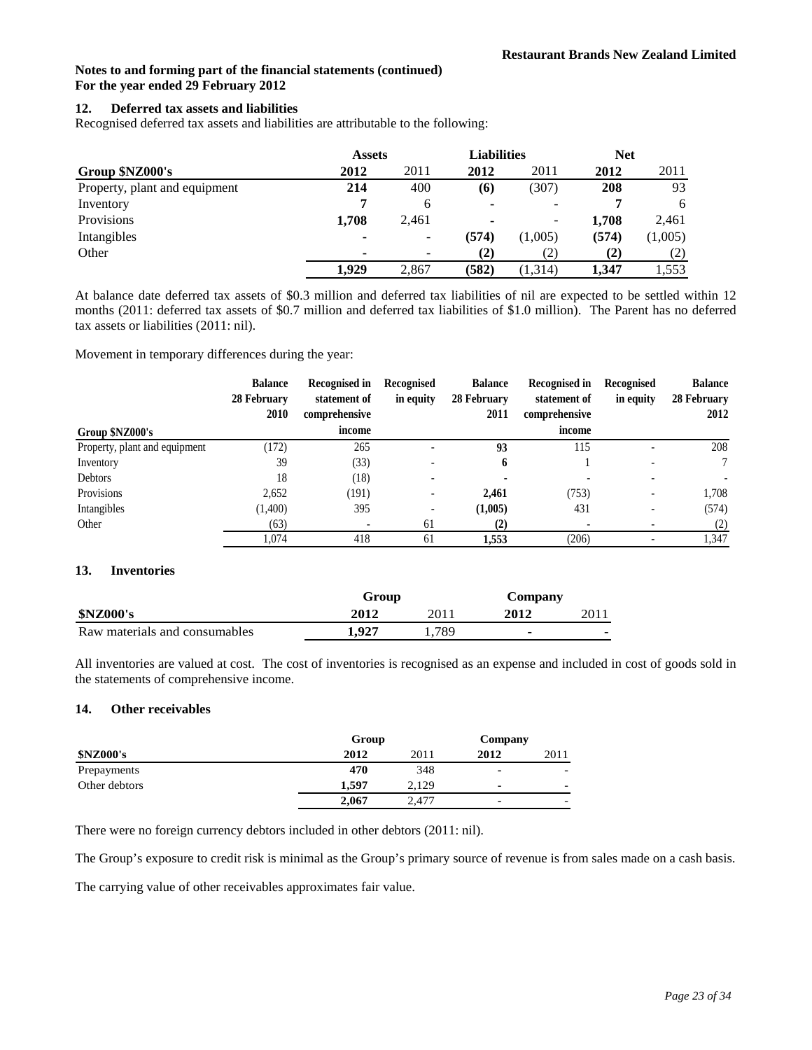**Notes to and forming part of the financial statements (continued)**
**For the year ended 29 February 2012**

## 12. Deferred tax assets and liabilities

Recognised deferred tax assets and liabilities are attributable to the following:

| | Assets | | Liabilities | | Net | |
|---|---|---|---|---|---|---|
| **Group $NZ000's** | **2012** | 2011 | **2012** | 2011 | **2012** | 2011 |
| Property, plant and equipment | **214** | 400 | **(6)** | (307) | **208** | 93 |
| Inventory | **7** | 6 | **-** | - | **7** | 6 |
| Provisions | **1,708** | 2,461 | **-** | - | **1,708** | 2,461 |
| Intangibles | **-** | - | **(574)** | (1,005) | **(574)** | (1,005) |
| Other | **-** | - | **(2)** | (2) | **(2)** | (2) |
| | **1,929** | 2,867 | **(582)** | (1,314) | **1,347** | 1,553 |

At balance date deferred tax assets of $0.3 million and deferred tax liabilities of nil are expected to be settled within 12 months (2011: deferred tax assets of $0.7 million and deferred tax liabilities of $1.0 million). The Parent has no deferred tax assets or liabilities (2011: nil).

Movement in temporary differences during the year:

| Group $NZ000's | Balance 28 February 2010 | Recognised in statement of comprehensive income | Recognised in equity | Balance 28 February 2011 | Recognised in statement of comprehensive income | Recognised in equity | Balance 28 February 2012 |
|---|---|---|---|---|---|---|---|
| Property, plant and equipment | (172) | 265 | - | **93** | 115 | - | 208 |
| Inventory | 39 | (33) | - | **6** | 1 | - | 7 |
| Debtors | 18 | (18) | - | **-** | - | - | - |
| Provisions | 2,652 | (191) | - | **2,461** | (753) | - | 1,708 |
| Intangibles | (1,400) | 395 | - | **(1,005)** | 431 | - | (574) |
| Other | (63) | - | 61 | **(2)** | - | - | (2) |
| | 1,074 | 418 | 61 | **1,553** | (206) | - | 1,347 |

## 13. Inventories

| | Group | | Company | |
|---|---|---|---|---|
| **$NZ000's** | **2012** | 2011 | **2012** | 2011 |
| Raw materials and consumables | **1,927** | 1,789 | **-** | - |

All inventories are valued at cost. The cost of inventories is recognised as an expense and included in cost of goods sold in the statements of comprehensive income.

## 14. Other receivables

| | Group | | Company | |
|---|---|---|---|---|
| **$NZ000's** | **2012** | 2011 | **2012** | 2011 |
| Prepayments | **470** | 348 | **-** | - |
| Other debtors | **1,597** | 2,129 | **-** | - |
| | **2,067** | 2,477 | **-** | - |

There were no foreign currency debtors included in other debtors (2011: nil).

The Group's exposure to credit risk is minimal as the Group's primary source of revenue is from sales made on a cash basis.

The carrying value of other receivables approximates fair value.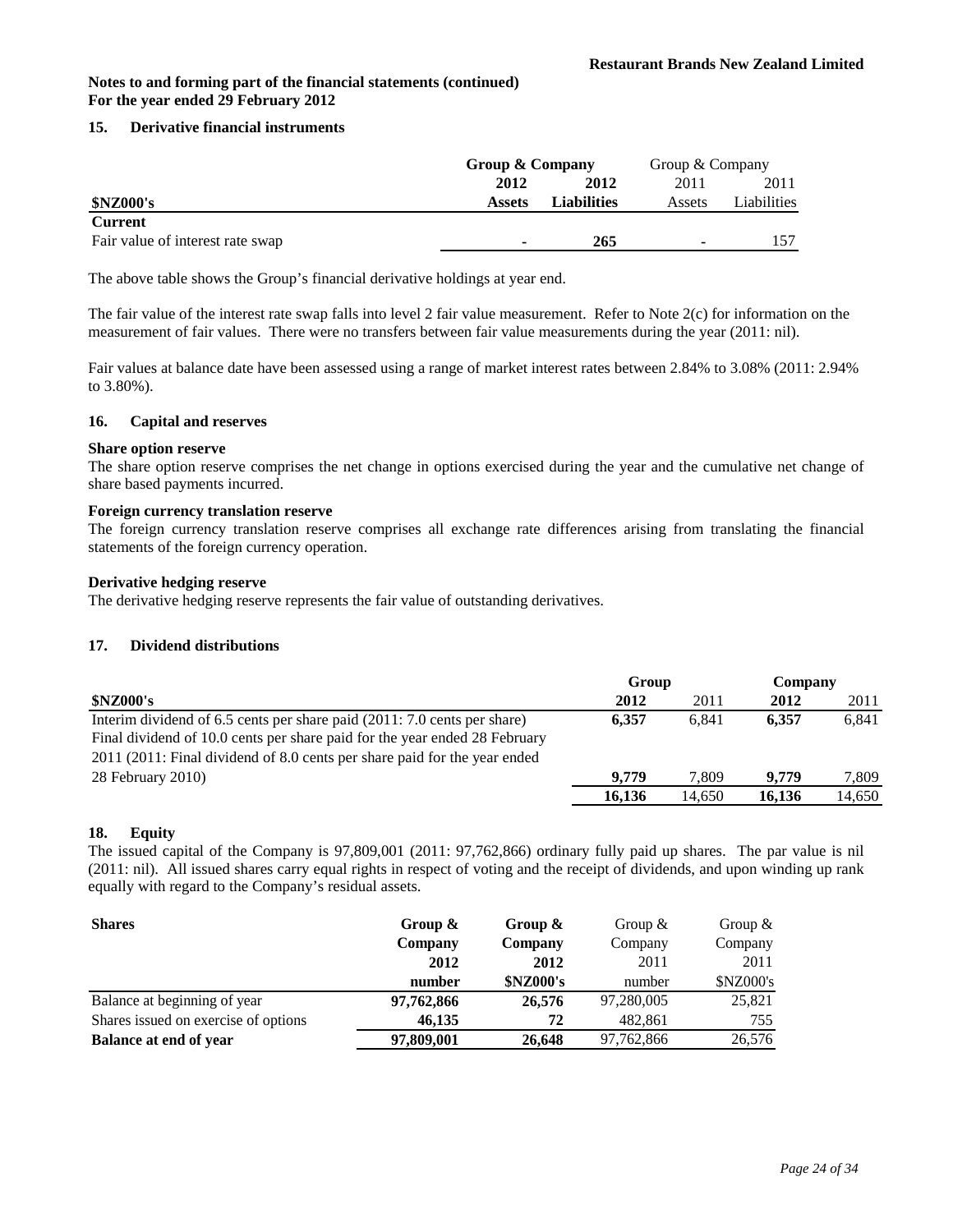**Restaurant Brands New Zealand Limited**

**Notes to and forming part of the financial statements (continued)**
**For the year ended 29 February 2012**

## 15. Derivative financial instruments

| | Group & Company | | Group & Company | |
|---|---|---|---|---|
| | **2012** | **2012** | 2011 | 2011 |
| **$NZ000's** | **Assets** | **Liabilities** | Assets | Liabilities |
| **Current** | | | | |
| Fair value of interest rate swap | **-** | **265** | - | 157 |

The above table shows the Group's financial derivative holdings at year end.

The fair value of the interest rate swap falls into level 2 fair value measurement. Refer to Note 2(c) for information on the measurement of fair values. There were no transfers between fair value measurements during the year (2011: nil).

Fair values at balance date have been assessed using a range of market interest rates between 2.84% to 3.08% (2011: 2.94% to 3.80%).

## 16. Capital and reserves

**Share option reserve**
The share option reserve comprises the net change in options exercised during the year and the cumulative net change of share based payments incurred.

**Foreign currency translation reserve**
The foreign currency translation reserve comprises all exchange rate differences arising from translating the financial statements of the foreign currency operation.

**Derivative hedging reserve**
The derivative hedging reserve represents the fair value of outstanding derivatives.

## 17. Dividend distributions

| | Group | | Company | |
|---|---|---|---|---|
| **$NZ000's** | **2012** | 2011 | **2012** | 2011 |
| Interim dividend of 6.5 cents per share paid (2011: 7.0 cents per share) | **6,357** | 6,841 | **6,357** | 6,841 |
| Final dividend of 10.0 cents per share paid for the year ended 28 February 2011 (2011: Final dividend of 8.0 cents per share paid for the year ended 28 February 2010) | **9,779** | 7,809 | **9,779** | 7,809 |
| | **16,136** | 14,650 | **16,136** | 14,650 |

## 18. Equity

The issued capital of the Company is 97,809,001 (2011: 97,762,866) ordinary fully paid up shares. The par value is nil (2011: nil). All issued shares carry equal rights in respect of voting and the receipt of dividends, and upon winding up rank equally with regard to the Company's residual assets.

| **Shares** | **Group & Company** | **Group & Company** | Group & Company | Group & Company |
|---|---|---|---|---|
| | **2012** | **2012** | 2011 | 2011 |
| | **number** | **$NZ000's** | number | $NZ000's |
| Balance at beginning of year | **97,762,866** | **26,576** | 97,280,005 | 25,821 |
| Shares issued on exercise of options | **46,135** | **72** | 482,861 | 755 |
| **Balance at end of year** | **97,809,001** | **26,648** | 97,762,866 | 26,576 |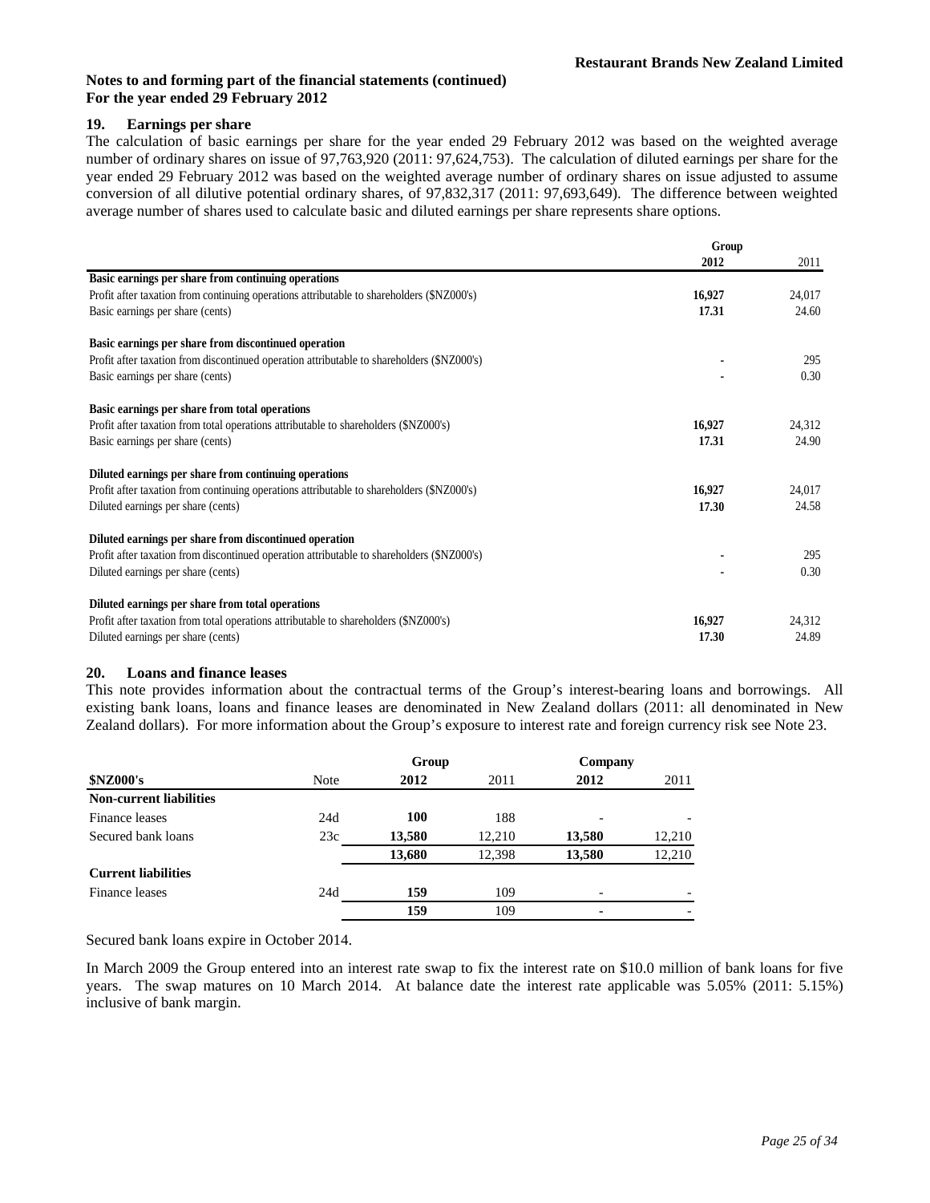**Notes to and forming part of the financial statements (continued)**
**For the year ended 29 February 2012**

## 19. Earnings per share

The calculation of basic earnings per share for the year ended 29 February 2012 was based on the weighted average number of ordinary shares on issue of 97,763,920 (2011: 97,624,753). The calculation of diluted earnings per share for the year ended 29 February 2012 was based on the weighted average number of ordinary shares on issue adjusted to assume conversion of all dilutive potential ordinary shares, of 97,832,317 (2011: 97,693,649). The difference between weighted average number of shares used to calculate basic and diluted earnings per share represents share options.

| | Group | |
|---|---|---|
| | **2012** | 2011 |
| **Basic earnings per share from continuing operations** | | |
| Profit after taxation from continuing operations attributable to shareholders ($NZ000's) | **16,927** | 24,017 |
| Basic earnings per share (cents) | **17.31** | 24.60 |
| **Basic earnings per share from discontinued operation** | | |
| Profit after taxation from discontinued operation attributable to shareholders ($NZ000's) | **-** | 295 |
| Basic earnings per share (cents) | **-** | 0.30 |
| **Basic earnings per share from total operations** | | |
| Profit after taxation from total operations attributable to shareholders ($NZ000's) | **16,927** | 24,312 |
| Basic earnings per share (cents) | **17.31** | 24.90 |
| **Diluted earnings per share from continuing operations** | | |
| Profit after taxation from continuing operations attributable to shareholders ($NZ000's) | **16,927** | 24,017 |
| Diluted earnings per share (cents) | **17.30** | 24.58 |
| **Diluted earnings per share from discontinued operation** | | |
| Profit after taxation from discontinued operation attributable to shareholders ($NZ000's) | **-** | 295 |
| Diluted earnings per share (cents) | **-** | 0.30 |
| **Diluted earnings per share from total operations** | | |
| Profit after taxation from total operations attributable to shareholders ($NZ000's) | **16,927** | 24,312 |
| Diluted earnings per share (cents) | **17.30** | 24.89 |

## 20. Loans and finance leases

This note provides information about the contractual terms of the Group's interest-bearing loans and borrowings. All existing bank loans, loans and finance leases are denominated in New Zealand dollars (2011: all denominated in New Zealand dollars). For more information about the Group's exposure to interest rate and foreign currency risk see Note 23.

| | | Group | | Company | |
|---|---|---|---|---|---|
| **$NZ000's** | Note | **2012** | 2011 | **2012** | 2011 |
| **Non-current liabilities** | | | | | |
| Finance leases | 24d | **100** | 188 | - | - |
| Secured bank loans | 23c | **13,580** | 12,210 | **13,580** | 12,210 |
| | | **13,680** | 12,398 | **13,580** | 12,210 |
| **Current liabilities** | | | | | |
| Finance leases | 24d | **159** | 109 | - | - |
| | | **159** | 109 | **-** | - |

Secured bank loans expire in October 2014.

In March 2009 the Group entered into an interest rate swap to fix the interest rate on $10.0 million of bank loans for five years. The swap matures on 10 March 2014. At balance date the interest rate applicable was 5.05% (2011: 5.15%) inclusive of bank margin.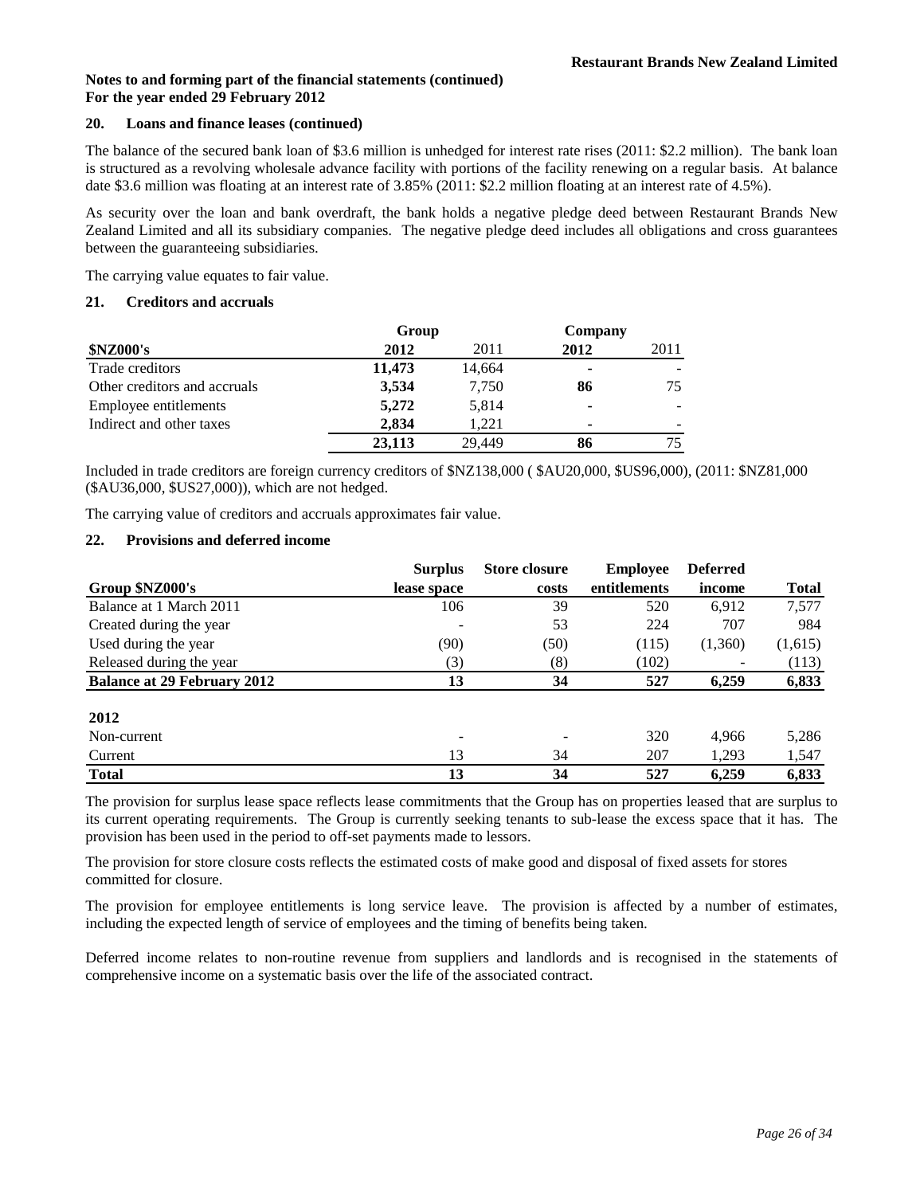**Notes to and forming part of the financial statements (continued)**
**For the year ended 29 February 2012**

### 20. Loans and finance leases (continued)

The balance of the secured bank loan of $3.6 million is unhedged for interest rate rises (2011: $2.2 million). The bank loan is structured as a revolving wholesale advance facility with portions of the facility renewing on a regular basis. At balance date $3.6 million was floating at an interest rate of 3.85% (2011: $2.2 million floating at an interest rate of 4.5%).

As security over the loan and bank overdraft, the bank holds a negative pledge deed between Restaurant Brands New Zealand Limited and all its subsidiary companies. The negative pledge deed includes all obligations and cross guarantees between the guaranteeing subsidiaries.

The carrying value equates to fair value.

### 21. Creditors and accruals

| | Group | | Company | |
|---|---|---|---|---|
| **$NZ000's** | **2012** | 2011 | **2012** | 2011 |
| Trade creditors | **11,473** | 14,664 | **-** | - |
| Other creditors and accruals | **3,534** | 7,750 | **86** | 75 |
| Employee entitlements | **5,272** | 5,814 | **-** | - |
| Indirect and other taxes | **2,834** | 1,221 | **-** | - |
| | **23,113** | 29,449 | **86** | 75 |

Included in trade creditors are foreign currency creditors of $NZ138,000 ( $AU20,000, $US96,000), (2011: $NZ81,000 ($AU36,000, $US27,000)), which are not hedged.

The carrying value of creditors and accruals approximates fair value.

### 22. Provisions and deferred income

| Group $NZ000's | Surplus lease space | Store closure costs | Employee entitlements | Deferred income | Total |
|---|---|---|---|---|---|
| Balance at 1 March 2011 | 106 | 39 | 520 | 6,912 | 7,577 |
| Created during the year | - | 53 | 224 | 707 | 984 |
| Used during the year | (90) | (50) | (115) | (1,360) | (1,615) |
| Released during the year | (3) | (8) | (102) | - | (113) |
| **Balance at 29 February 2012** | **13** | **34** | **527** | **6,259** | **6,833** |
| | | | | | |
| **2012** | | | | | |
| Non-current | - | - | 320 | 4,966 | 5,286 |
| Current | 13 | 34 | 207 | 1,293 | 1,547 |
| **Total** | **13** | **34** | **527** | **6,259** | **6,833** |

The provision for surplus lease space reflects lease commitments that the Group has on properties leased that are surplus to its current operating requirements. The Group is currently seeking tenants to sub-lease the excess space that it has. The provision has been used in the period to off-set payments made to lessors.

The provision for store closure costs reflects the estimated costs of make good and disposal of fixed assets for stores committed for closure.

The provision for employee entitlements is long service leave. The provision is affected by a number of estimates, including the expected length of service of employees and the timing of benefits being taken.

Deferred income relates to non-routine revenue from suppliers and landlords and is recognised in the statements of comprehensive income on a systematic basis over the life of the associated contract.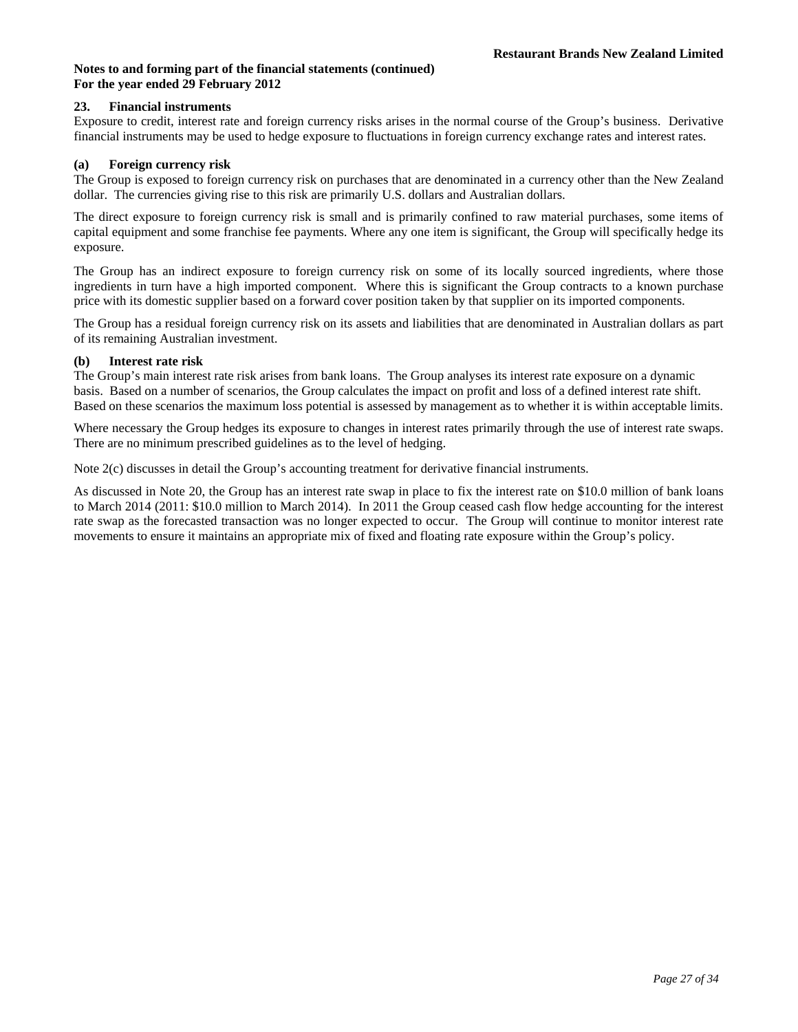**Notes to and forming part of the financial statements (continued)**
**For the year ended 29 February 2012**

## 23. Financial instruments

Exposure to credit, interest rate and foreign currency risks arises in the normal course of the Group's business. Derivative financial instruments may be used to hedge exposure to fluctuations in foreign currency exchange rates and interest rates.

### (a) Foreign currency risk

The Group is exposed to foreign currency risk on purchases that are denominated in a currency other than the New Zealand dollar. The currencies giving rise to this risk are primarily U.S. dollars and Australian dollars.

The direct exposure to foreign currency risk is small and is primarily confined to raw material purchases, some items of capital equipment and some franchise fee payments. Where any one item is significant, the Group will specifically hedge its exposure.

The Group has an indirect exposure to foreign currency risk on some of its locally sourced ingredients, where those ingredients in turn have a high imported component. Where this is significant the Group contracts to a known purchase price with its domestic supplier based on a forward cover position taken by that supplier on its imported components.

The Group has a residual foreign currency risk on its assets and liabilities that are denominated in Australian dollars as part of its remaining Australian investment.

### (b) Interest rate risk

The Group's main interest rate risk arises from bank loans. The Group analyses its interest rate exposure on a dynamic basis. Based on a number of scenarios, the Group calculates the impact on profit and loss of a defined interest rate shift. Based on these scenarios the maximum loss potential is assessed by management as to whether it is within acceptable limits.

Where necessary the Group hedges its exposure to changes in interest rates primarily through the use of interest rate swaps. There are no minimum prescribed guidelines as to the level of hedging.

Note 2(c) discusses in detail the Group's accounting treatment for derivative financial instruments.

As discussed in Note 20, the Group has an interest rate swap in place to fix the interest rate on $10.0 million of bank loans to March 2014 (2011: $10.0 million to March 2014). In 2011 the Group ceased cash flow hedge accounting for the interest rate swap as the forecasted transaction was no longer expected to occur. The Group will continue to monitor interest rate movements to ensure it maintains an appropriate mix of fixed and floating rate exposure within the Group's policy.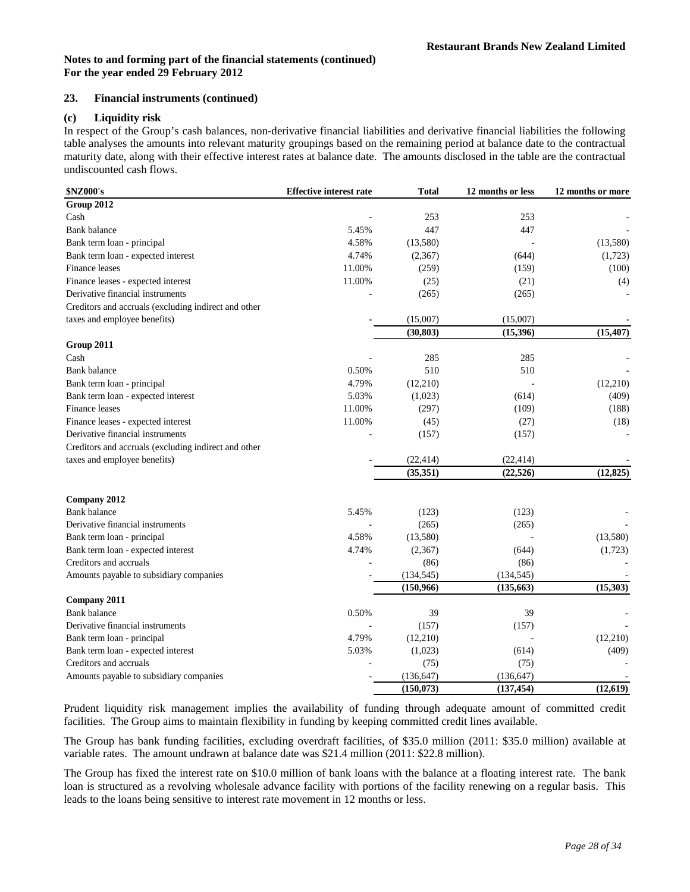**Restaurant Brands New Zealand Limited**

**Notes to and forming part of the financial statements (continued)**
**For the year ended 29 February 2012**

### 23. Financial instruments (continued)

#### (c) Liquidity risk

In respect of the Group's cash balances, non-derivative financial liabilities and derivative financial liabilities the following table analyses the amounts into relevant maturity groupings based on the remaining period at balance date to the contractual maturity date, along with their effective interest rates at balance date. The amounts disclosed in the table are the contractual undiscounted cash flows.

| $NZ000's | Effective interest rate | Total | 12 months or less | 12 months or more |
|---|---|---|---|---|
| **Group 2012** | | | | |
| Cash | - | 253 | 253 | - |
| Bank balance | 5.45% | 447 | 447 | - |
| Bank term loan - principal | 4.58% | (13,580) | - | (13,580) |
| Bank term loan - expected interest | 4.74% | (2,367) | (644) | (1,723) |
| Finance leases | 11.00% | (259) | (159) | (100) |
| Finance leases - expected interest | 11.00% | (25) | (21) | (4) |
| Derivative financial instruments | - | (265) | (265) | - |
| Creditors and accruals (excluding indirect and other taxes and employee benefits) | - | (15,007) | (15,007) | - |
| | | **(30,803)** | **(15,396)** | **(15,407)** |
| **Group 2011** | | | | |
| Cash | - | 285 | 285 | - |
| Bank balance | 0.50% | 510 | 510 | - |
| Bank term loan - principal | 4.79% | (12,210) | - | (12,210) |
| Bank term loan - expected interest | 5.03% | (1,023) | (614) | (409) |
| Finance leases | 11.00% | (297) | (109) | (188) |
| Finance leases - expected interest | 11.00% | (45) | (27) | (18) |
| Derivative financial instruments | - | (157) | (157) | - |
| Creditors and accruals (excluding indirect and other taxes and employee benefits) | - | (22,414) | (22,414) | - |
| | | **(35,351)** | **(22,526)** | **(12,825)** |
| **Company 2012** | | | | |
| Bank balance | 5.45% | (123) | (123) | - |
| Derivative financial instruments | - | (265) | (265) | - |
| Bank term loan - principal | 4.58% | (13,580) | - | (13,580) |
| Bank term loan - expected interest | 4.74% | (2,367) | (644) | (1,723) |
| Creditors and accruals | - | (86) | (86) | - |
| Amounts payable to subsidiary companies | - | (134,545) | (134,545) | - |
| | | **(150,966)** | **(135,663)** | **(15,303)** |
| **Company 2011** | | | | |
| Bank balance | 0.50% | 39 | 39 | - |
| Derivative financial instruments | - | (157) | (157) | - |
| Bank term loan - principal | 4.79% | (12,210) | - | (12,210) |
| Bank term loan - expected interest | 5.03% | (1,023) | (614) | (409) |
| Creditors and accruals | - | (75) | (75) | - |
| Amounts payable to subsidiary companies | - | (136,647) | (136,647) | - |
| | | **(150,073)** | **(137,454)** | **(12,619)** |

Prudent liquidity risk management implies the availability of funding through adequate amount of committed credit facilities. The Group aims to maintain flexibility in funding by keeping committed credit lines available.

The Group has bank funding facilities, excluding overdraft facilities, of $35.0 million (2011: $35.0 million) available at variable rates. The amount undrawn at balance date was $21.4 million (2011: $22.8 million).

The Group has fixed the interest rate on $10.0 million of bank loans with the balance at a floating interest rate. The bank loan is structured as a revolving wholesale advance facility with portions of the facility renewing on a regular basis. This leads to the loans being sensitive to interest rate movement in 12 months or less.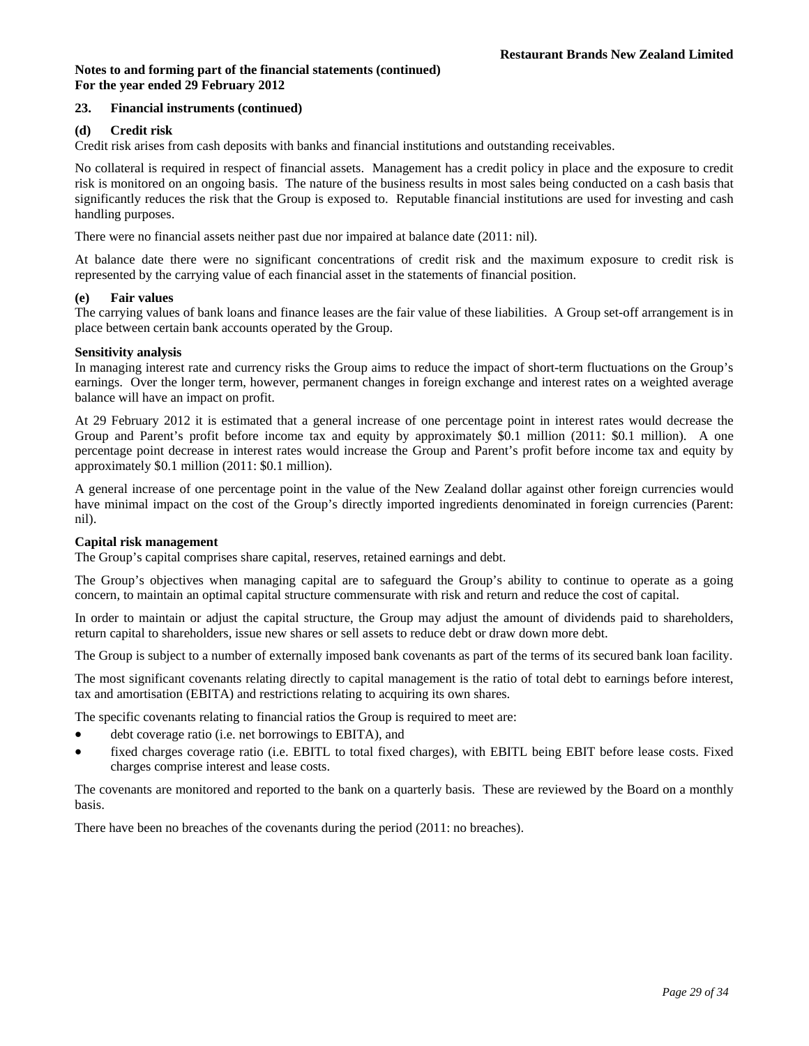**Notes to and forming part of the financial statements (continued)**
**For the year ended 29 February 2012**

## 23. Financial instruments (continued)

### (d) Credit risk

Credit risk arises from cash deposits with banks and financial institutions and outstanding receivables.

No collateral is required in respect of financial assets. Management has a credit policy in place and the exposure to credit risk is monitored on an ongoing basis. The nature of the business results in most sales being conducted on a cash basis that significantly reduces the risk that the Group is exposed to. Reputable financial institutions are used for investing and cash handling purposes.

There were no financial assets neither past due nor impaired at balance date (2011: nil).

At balance date there were no significant concentrations of credit risk and the maximum exposure to credit risk is represented by the carrying value of each financial asset in the statements of financial position.

### (e) Fair values

The carrying values of bank loans and finance leases are the fair value of these liabilities. A Group set-off arrangement is in place between certain bank accounts operated by the Group.

**Sensitivity analysis**

In managing interest rate and currency risks the Group aims to reduce the impact of short-term fluctuations on the Group's earnings. Over the longer term, however, permanent changes in foreign exchange and interest rates on a weighted average balance will have an impact on profit.

At 29 February 2012 it is estimated that a general increase of one percentage point in interest rates would decrease the Group and Parent's profit before income tax and equity by approximately $0.1 million (2011: $0.1 million). A one percentage point decrease in interest rates would increase the Group and Parent's profit before income tax and equity by approximately $0.1 million (2011: $0.1 million).

A general increase of one percentage point in the value of the New Zealand dollar against other foreign currencies would have minimal impact on the cost of the Group's directly imported ingredients denominated in foreign currencies (Parent: nil).

**Capital risk management**

The Group's capital comprises share capital, reserves, retained earnings and debt.

The Group's objectives when managing capital are to safeguard the Group's ability to continue to operate as a going concern, to maintain an optimal capital structure commensurate with risk and return and reduce the cost of capital.

In order to maintain or adjust the capital structure, the Group may adjust the amount of dividends paid to shareholders, return capital to shareholders, issue new shares or sell assets to reduce debt or draw down more debt.

The Group is subject to a number of externally imposed bank covenants as part of the terms of its secured bank loan facility.

The most significant covenants relating directly to capital management is the ratio of total debt to earnings before interest, tax and amortisation (EBITA) and restrictions relating to acquiring its own shares.

The specific covenants relating to financial ratios the Group is required to meet are:

- debt coverage ratio (i.e. net borrowings to EBITA), and
- fixed charges coverage ratio (i.e. EBITL to total fixed charges), with EBITL being EBIT before lease costs. Fixed charges comprise interest and lease costs.

The covenants are monitored and reported to the bank on a quarterly basis. These are reviewed by the Board on a monthly basis.

There have been no breaches of the covenants during the period (2011: no breaches).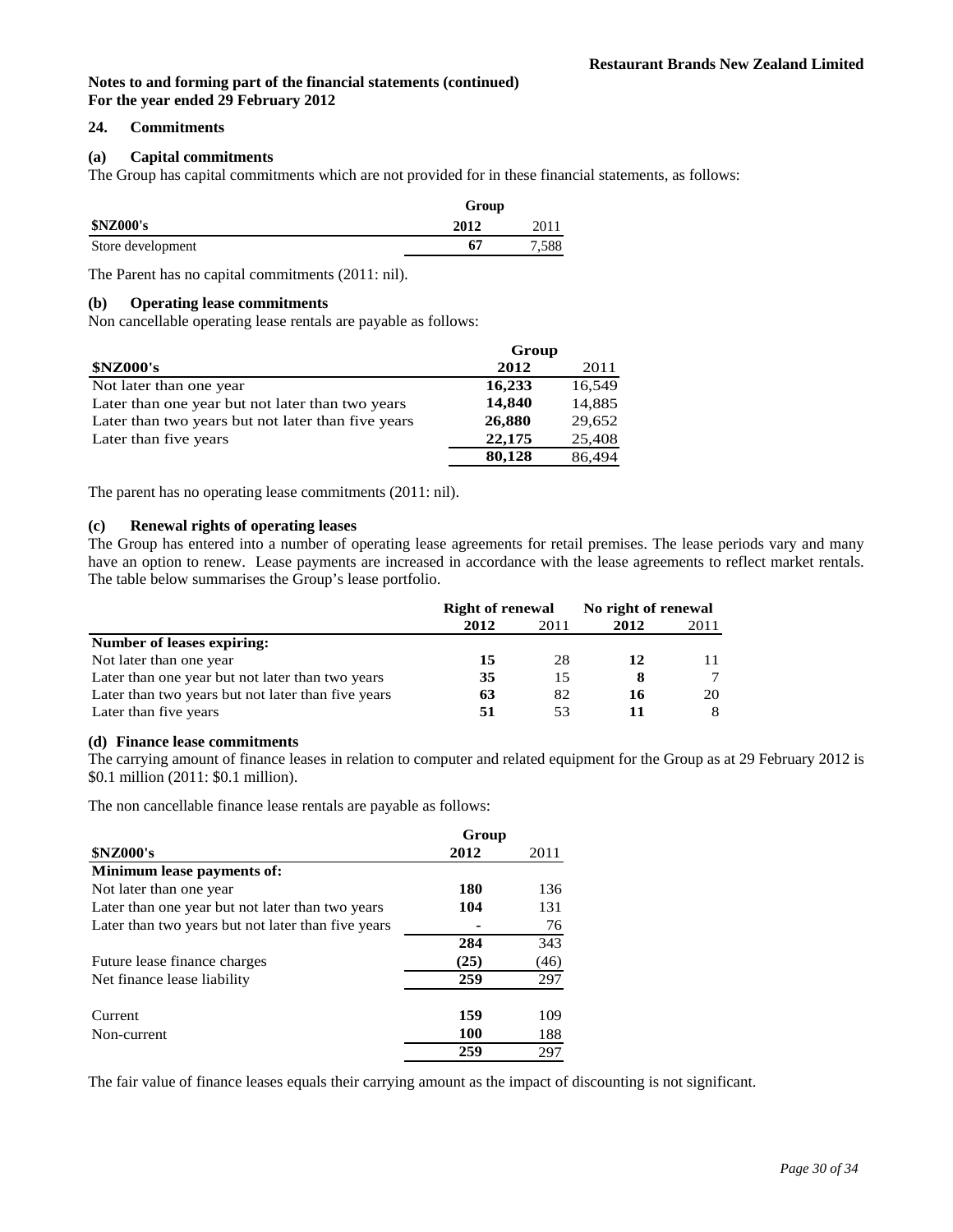**Notes to and forming part of the financial statements (continued)**
**For the year ended 29 February 2012**

## 24. Commitments

### (a) Capital commitments

The Group has capital commitments which are not provided for in these financial statements, as follows:

| | Group | |
|---|---|---|
| **$NZ000's** | **2012** | 2011 |
| Store development | **67** | 7,588 |

The Parent has no capital commitments (2011: nil).

### (b) Operating lease commitments

Non cancellable operating lease rentals are payable as follows:

| | Group | |
|---|---|---|
| **$NZ000's** | **2012** | 2011 |
| Not later than one year | **16,233** | 16,549 |
| Later than one year but not later than two years | **14,840** | 14,885 |
| Later than two years but not later than five years | **26,880** | 29,652 |
| Later than five years | **22,175** | 25,408 |
| | **80,128** | 86,494 |

The parent has no operating lease commitments (2011: nil).

### (c) Renewal rights of operating leases

The Group has entered into a number of operating lease agreements for retail premises. The lease periods vary and many have an option to renew. Lease payments are increased in accordance with the lease agreements to reflect market rentals. The table below summarises the Group's lease portfolio.

| | Right of renewal | | No right of renewal | |
|---|---|---|---|---|
| | **2012** | 2011 | **2012** | 2011 |
| **Number of leases expiring:** | | | | |
| Not later than one year | **15** | 28 | **12** | 11 |
| Later than one year but not later than two years | **35** | 15 | **8** | 7 |
| Later than two years but not later than five years | **63** | 82 | **16** | 20 |
| Later than five years | **51** | 53 | **11** | 8 |

### (d) Finance lease commitments

The carrying amount of finance leases in relation to computer and related equipment for the Group as at 29 February 2012 is $0.1 million (2011: $0.1 million).

The non cancellable finance lease rentals are payable as follows:

| | Group | |
|---|---|---|
| **$NZ000's** | **2012** | 2011 |
| **Minimum lease payments of:** | | |
| Not later than one year | **180** | 136 |
| Later than one year but not later than two years | **104** | 131 |
| Later than two years but not later than five years | **-** | 76 |
| | **284** | 343 |
| Future lease finance charges | **(25)** | (46) |
| Net finance lease liability | **259** | 297 |
| | | |
| Current | **159** | 109 |
| Non-current | **100** | 188 |
| | **259** | 297 |

The fair value of finance leases equals their carrying amount as the impact of discounting is not significant.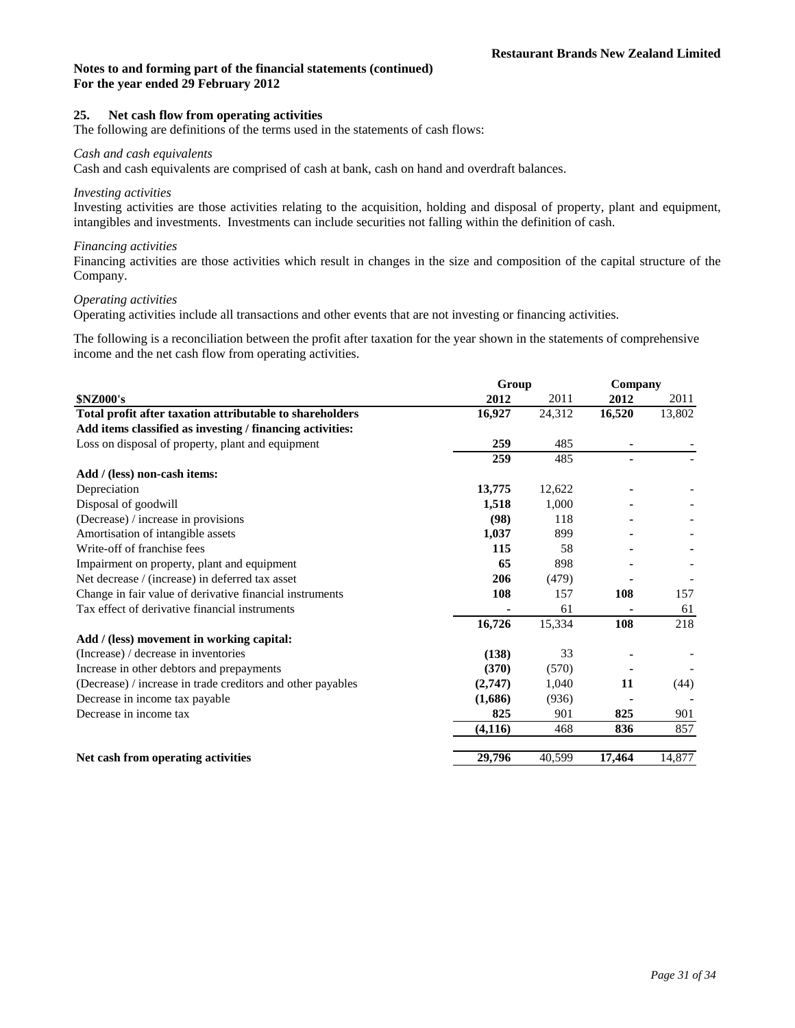**Notes to and forming part of the financial statements (continued)**
**For the year ended 29 February 2012**

## 25. Net cash flow from operating activities

The following are definitions of the terms used in the statements of cash flows:

*Cash and cash equivalents*
Cash and cash equivalents are comprised of cash at bank, cash on hand and overdraft balances.

*Investing activities*
Investing activities are those activities relating to the acquisition, holding and disposal of property, plant and equipment, intangibles and investments. Investments can include securities not falling within the definition of cash.

*Financing activities*
Financing activities are those activities which result in changes in the size and composition of the capital structure of the Company.

*Operating activities*
Operating activities include all transactions and other events that are not investing or financing activities.

The following is a reconciliation between the profit after taxation for the year shown in the statements of comprehensive income and the net cash flow from operating activities.

| | Group | | Company | |
|---|---|---|---|---|
| **$NZ000's** | **2012** | 2011 | **2012** | 2011 |
| **Total profit after taxation attributable to shareholders** | **16,927** | 24,312 | **16,520** | 13,802 |
| **Add items classified as investing / financing activities:** | | | | |
| Loss on disposal of property, plant and equipment | **259** | 485 | **-** | - |
| | **259** | 485 | **-** | - |
| **Add / (less) non-cash items:** | | | | |
| Depreciation | **13,775** | 12,622 | **-** | - |
| Disposal of goodwill | **1,518** | 1,000 | **-** | - |
| (Decrease) / increase in provisions | **(98)** | 118 | **-** | - |
| Amortisation of intangible assets | **1,037** | 899 | **-** | - |
| Write-off of franchise fees | **115** | 58 | **-** | - |
| Impairment on property, plant and equipment | **65** | 898 | **-** | - |
| Net decrease / (increase) in deferred tax asset | **206** | (479) | **-** | - |
| Change in fair value of derivative financial instruments | **108** | 157 | **108** | 157 |
| Tax effect of derivative financial instruments | **-** | 61 | **-** | 61 |
| | **16,726** | 15,334 | **108** | 218 |
| **Add / (less) movement in working capital:** | | | | |
| (Increase) / decrease in inventories | **(138)** | 33 | **-** | - |
| Increase in other debtors and prepayments | **(370)** | (570) | **-** | - |
| (Decrease) / increase in trade creditors and other payables | **(2,747)** | 1,040 | **11** | (44) |
| Decrease in income tax payable | **(1,686)** | (936) | **-** | - |
| Decrease in income tax | **825** | 901 | **825** | 901 |
| | **(4,116)** | 468 | **836** | 857 |
| **Net cash from operating activities** | **29,796** | 40,599 | **17,464** | 14,877 |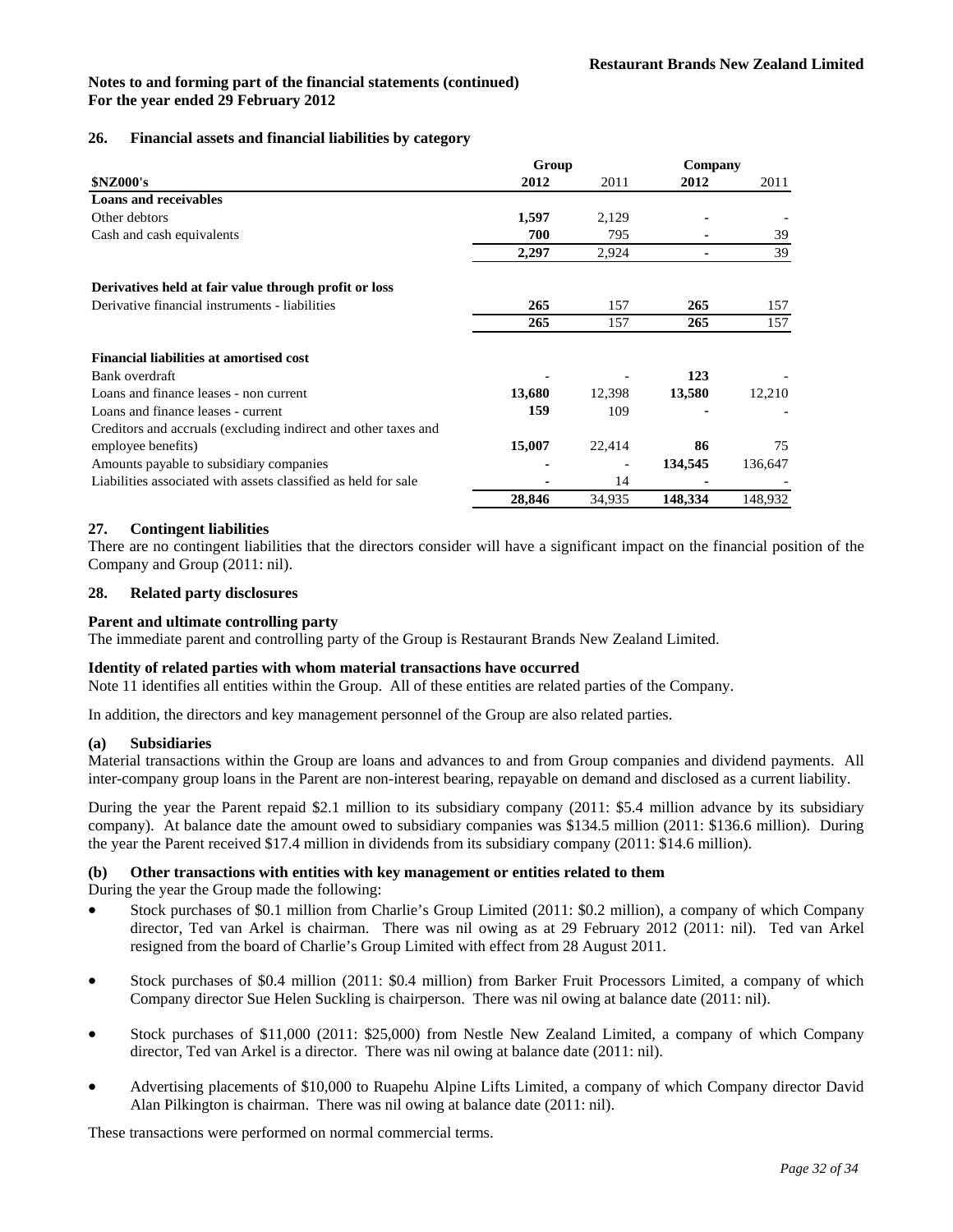**Notes to and forming part of the financial statements (continued)**
**For the year ended 29 February 2012**

## 26. Financial assets and financial liabilities by category

| $NZ000's | Group 2012 | Group 2011 | Company 2012 | Company 2011 |
|---|---|---|---|---|
| **Loans and receivables** | | | | |
| Other debtors | **1,597** | 2,129 | **-** | - |
| Cash and cash equivalents | **700** | 795 | **-** | 39 |
| | **2,297** | 2,924 | **-** | 39 |
| **Derivatives held at fair value through profit or loss** | | | | |
| Derivative financial instruments - liabilities | **265** | 157 | **265** | 157 |
| | **265** | 157 | **265** | 157 |
| **Financial liabilities at amortised cost** | | | | |
| Bank overdraft | **-** | - | **123** | - |
| Loans and finance leases - non current | **13,680** | 12,398 | **13,580** | 12,210 |
| Loans and finance leases - current | **159** | 109 | **-** | - |
| Creditors and accruals (excluding indirect and other taxes and employee benefits) | **15,007** | 22,414 | **86** | 75 |
| Amounts payable to subsidiary companies | **-** | - | **134,545** | 136,647 |
| Liabilities associated with assets classified as held for sale | **-** | 14 | **-** | - |
| | **28,846** | 34,935 | **148,334** | 148,932 |

## 27. Contingent liabilities

There are no contingent liabilities that the directors consider will have a significant impact on the financial position of the Company and Group (2011: nil).

## 28. Related party disclosures

### Parent and ultimate controlling party

The immediate parent and controlling party of the Group is Restaurant Brands New Zealand Limited.

### Identity of related parties with whom material transactions have occurred

Note 11 identifies all entities within the Group. All of these entities are related parties of the Company.

In addition, the directors and key management personnel of the Group are also related parties.

### (a) Subsidiaries

Material transactions within the Group are loans and advances to and from Group companies and dividend payments. All inter-company group loans in the Parent are non-interest bearing, repayable on demand and disclosed as a current liability.

During the year the Parent repaid $2.1 million to its subsidiary company (2011: $5.4 million advance by its subsidiary company). At balance date the amount owed to subsidiary companies was $134.5 million (2011: $136.6 million). During the year the Parent received $17.4 million in dividends from its subsidiary company (2011: $14.6 million).

### (b) Other transactions with entities with key management or entities related to them

During the year the Group made the following:

- Stock purchases of $0.1 million from Charlie's Group Limited (2011: $0.2 million), a company of which Company director, Ted van Arkel is chairman. There was nil owing as at 29 February 2012 (2011: nil). Ted van Arkel resigned from the board of Charlie's Group Limited with effect from 28 August 2011.
- Stock purchases of $0.4 million (2011: $0.4 million) from Barker Fruit Processors Limited, a company of which Company director Sue Helen Suckling is chairperson. There was nil owing at balance date (2011: nil).
- Stock purchases of $11,000 (2011: $25,000) from Nestle New Zealand Limited, a company of which Company director, Ted van Arkel is a director. There was nil owing at balance date (2011: nil).
- Advertising placements of $10,000 to Ruapehu Alpine Lifts Limited, a company of which Company director David Alan Pilkington is chairman. There was nil owing at balance date (2011: nil).

These transactions were performed on normal commercial terms.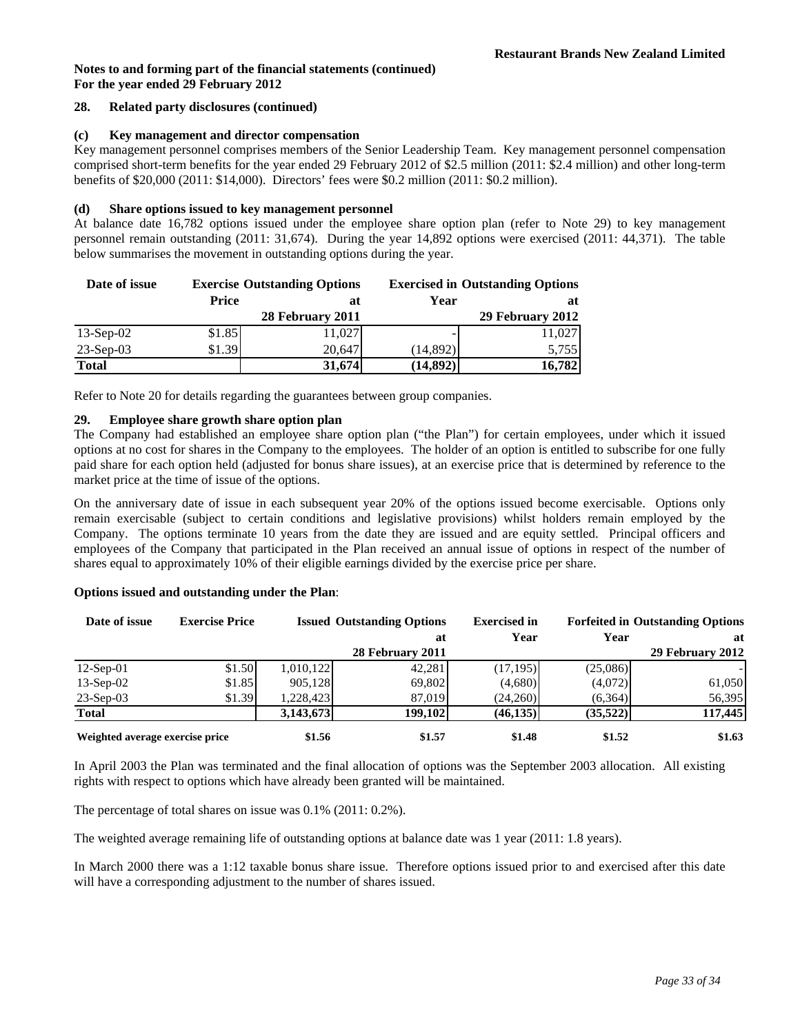**Notes to and forming part of the financial statements (continued)**
**For the year ended 29 February 2012**

## 28. Related party disclosures (continued)

### (c) Key management and director compensation

Key management personnel comprises members of the Senior Leadership Team. Key management personnel compensation comprised short-term benefits for the year ended 29 February 2012 of $2.5 million (2011: $2.4 million) and other long-term benefits of $20,000 (2011: $14,000). Directors' fees were $0.2 million (2011: $0.2 million).

### (d) Share options issued to key management personnel

At balance date 16,782 options issued under the employee share option plan (refer to Note 29) to key management personnel remain outstanding (2011: 31,674). During the year 14,892 options were exercised (2011: 44,371). The table below summarises the movement in outstanding options during the year.

| Date of issue | Exercise Price | Outstanding Options at 28 February 2011 | Exercised in Year | Outstanding Options at 29 February 2012 |
|---|---|---|---|---|
| 13-Sep-02 | $1.85 | 11,027 | - | 11,027 |
| 23-Sep-03 | $1.39 | 20,647 | (14,892) | 5,755 |
| **Total** | | **31,674** | **(14,892)** | **16,782** |

Refer to Note 20 for details regarding the guarantees between group companies.

## 29. Employee share growth share option plan

The Company had established an employee share option plan ("the Plan") for certain employees, under which it issued options at no cost for shares in the Company to the employees. The holder of an option is entitled to subscribe for one fully paid share for each option held (adjusted for bonus share issues), at an exercise price that is determined by reference to the market price at the time of issue of the options.

On the anniversary date of issue in each subsequent year 20% of the options issued become exercisable. Options only remain exercisable (subject to certain conditions and legislative provisions) whilst holders remain employed by the Company. The options terminate 10 years from the date they are issued and are equity settled. Principal officers and employees of the Company that participated in the Plan received an annual issue of options in respect of the number of shares equal to approximately 10% of their eligible earnings divided by the exercise price per share.

**Options issued and outstanding under the Plan**:

| Date of issue | Exercise Price | Issued | Outstanding Options at 28 February 2011 | Exercised in Year | Forfeited in Year | Outstanding Options at 29 February 2012 |
|---|---|---|---|---|---|---|
| 12-Sep-01 | $1.50 | 1,010,122 | 42,281 | (17,195) | (25,086) | - |
| 13-Sep-02 | $1.85 | 905,128 | 69,802 | (4,680) | (4,072) | 61,050 |
| 23-Sep-03 | $1.39 | 1,228,423 | 87,019 | (24,260) | (6,364) | 56,395 |
| **Total** | | **3,143,673** | **199,102** | **(46,135)** | **(35,522)** | **117,445** |
| **Weighted average exercise price** | | **$1.56** | **$1.57** | **$1.48** | **$1.52** | **$1.63** |

In April 2003 the Plan was terminated and the final allocation of options was the September 2003 allocation. All existing rights with respect to options which have already been granted will be maintained.

The percentage of total shares on issue was 0.1% (2011: 0.2%).

The weighted average remaining life of outstanding options at balance date was 1 year (2011: 1.8 years).

In March 2000 there was a 1:12 taxable bonus share issue. Therefore options issued prior to and exercised after this date will have a corresponding adjustment to the number of shares issued.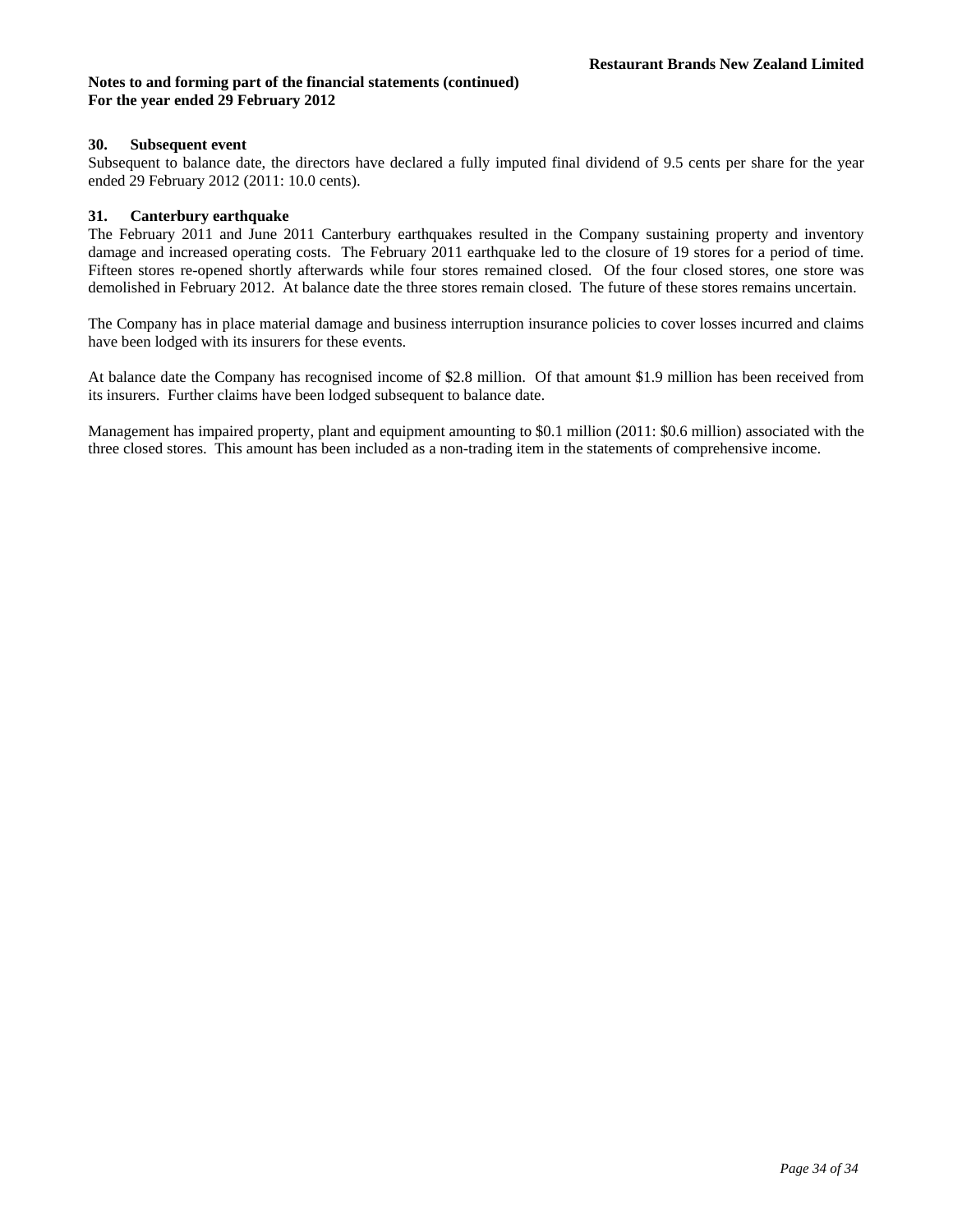**Notes to and forming part of the financial statements (continued)**
**For the year ended 29 February 2012**

### 30. Subsequent event

Subsequent to balance date, the directors have declared a fully imputed final dividend of 9.5 cents per share for the year ended 29 February 2012 (2011: 10.0 cents).

### 31. Canterbury earthquake

The February 2011 and June 2011 Canterbury earthquakes resulted in the Company sustaining property and inventory damage and increased operating costs. The February 2011 earthquake led to the closure of 19 stores for a period of time. Fifteen stores re-opened shortly afterwards while four stores remained closed. Of the four closed stores, one store was demolished in February 2012. At balance date the three stores remain closed. The future of these stores remains uncertain.

The Company has in place material damage and business interruption insurance policies to cover losses incurred and claims have been lodged with its insurers for these events.

At balance date the Company has recognised income of $2.8 million. Of that amount $1.9 million has been received from its insurers. Further claims have been lodged subsequent to balance date.

Management has impaired property, plant and equipment amounting to $0.1 million (2011: $0.6 million) associated with the three closed stores. This amount has been included as a non-trading item in the statements of comprehensive income.